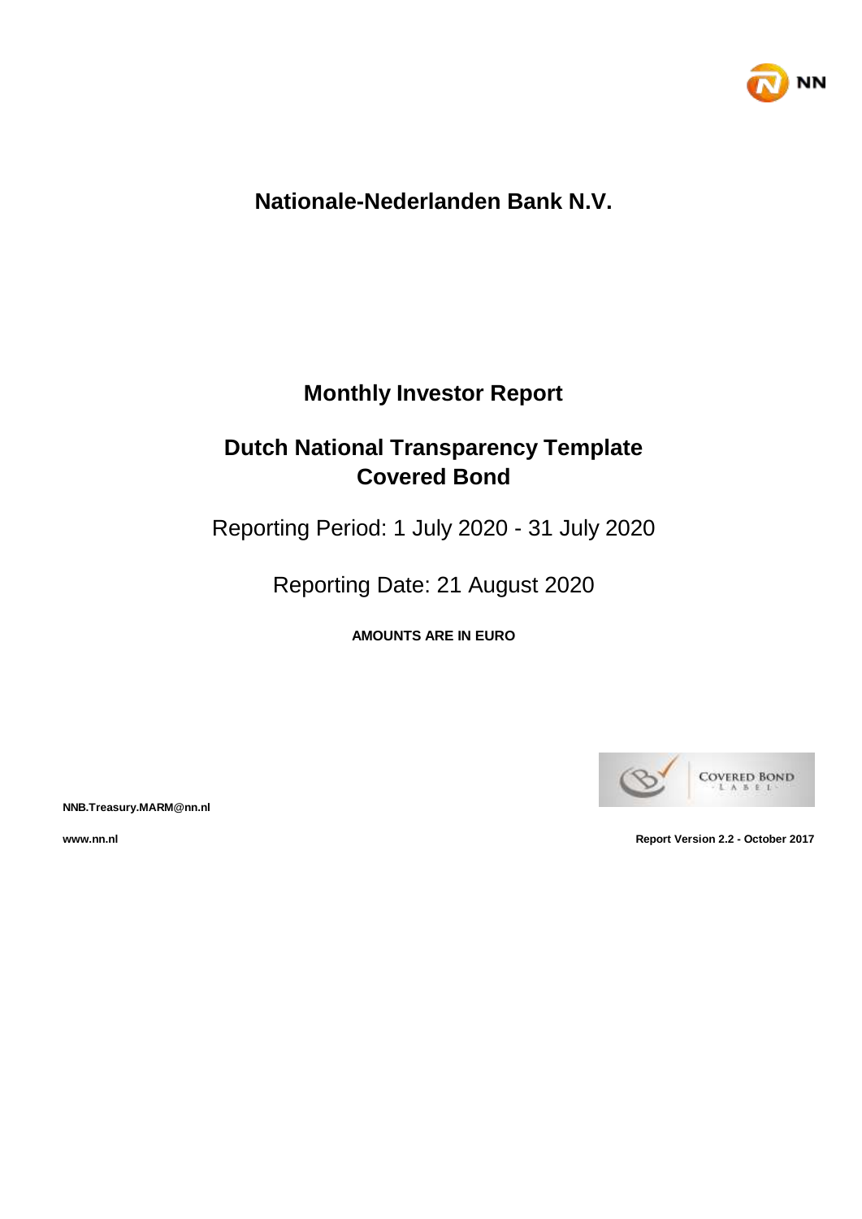# Nationale-Nederlanden Bank N.V.

## Monthly Investor Report

## Dutch National Transparency Template Covered Bond

Reporting Period: 1 July 2020 - 31 July 2020

Reporting Date: 21 August 2020

**AMOUNTS ARE IN EURO**

**NNB.Treasury.MARM@nn.nl**

**www.nn.nl**

**Report Version 2.2 - October 2017**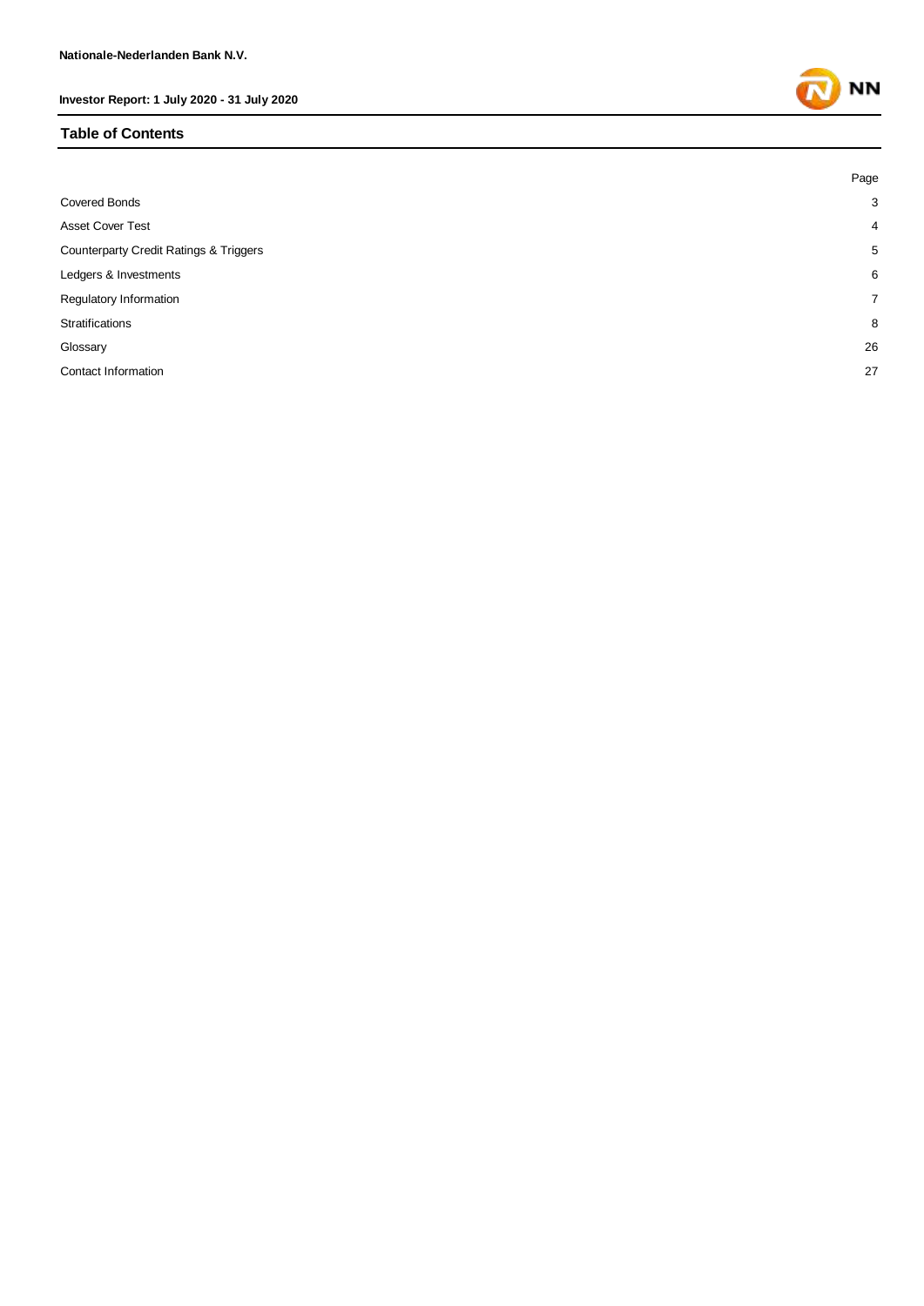## Table of Contents

| | Page |
|---|---|
| Covered Bonds | 3 |
| Asset Cover Test | 4 |
| Counterparty Credit Ratings & Triggers | 5 |
| Ledgers & Investments | 6 |
| Regulatory Information | 7 |
| Stratifications | 8 |
| Glossary | 26 |
| Contact Information | 27 |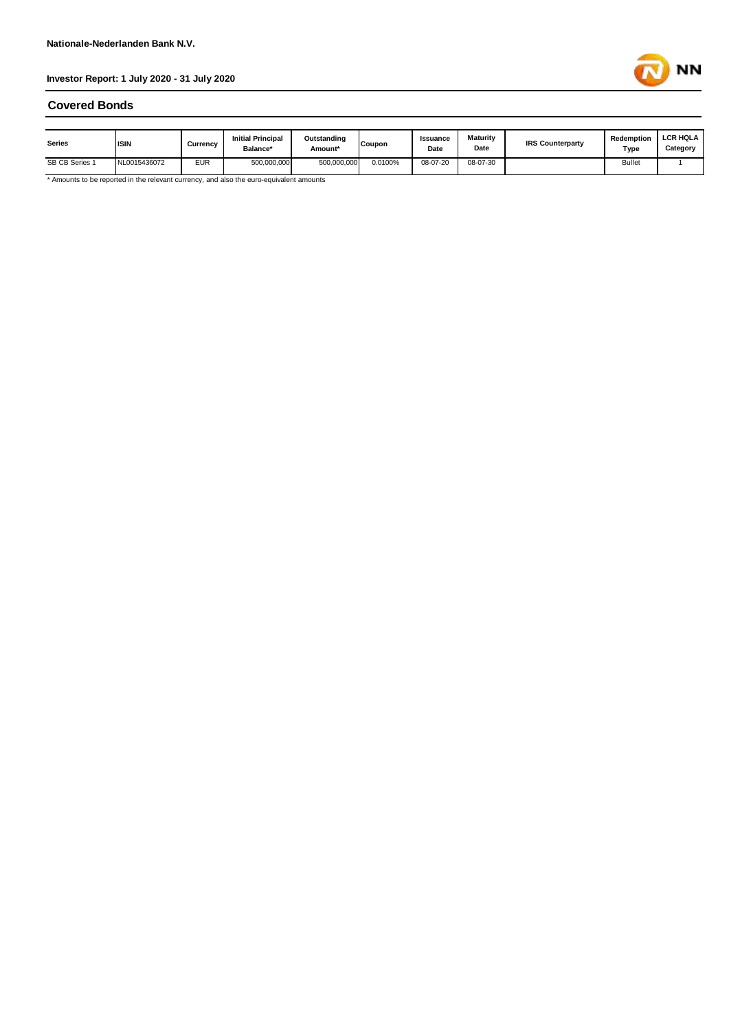**Nationale-Nederlanden Bank N.V.**

**Investor Report: 1 July 2020 - 31 July 2020**

## Covered Bonds

| Series | ISIN | Currency | Initial Principal Balance* | Outstanding Amount* | Coupon | Issuance Date | Maturity Date | IRS Counterparty | Redemption Type | LCR HQLA Category |
|---|---|---|---|---|---|---|---|---|---|---|
| SB CB Series 1 | NL0015436072 | EUR | 500,000,000 | 500,000,000 | 0.0100% | 08-07-20 | 08-07-30 | | Bullet | 1 |

* Amounts to be reported in the relevant currency, and also the euro-equivalent amounts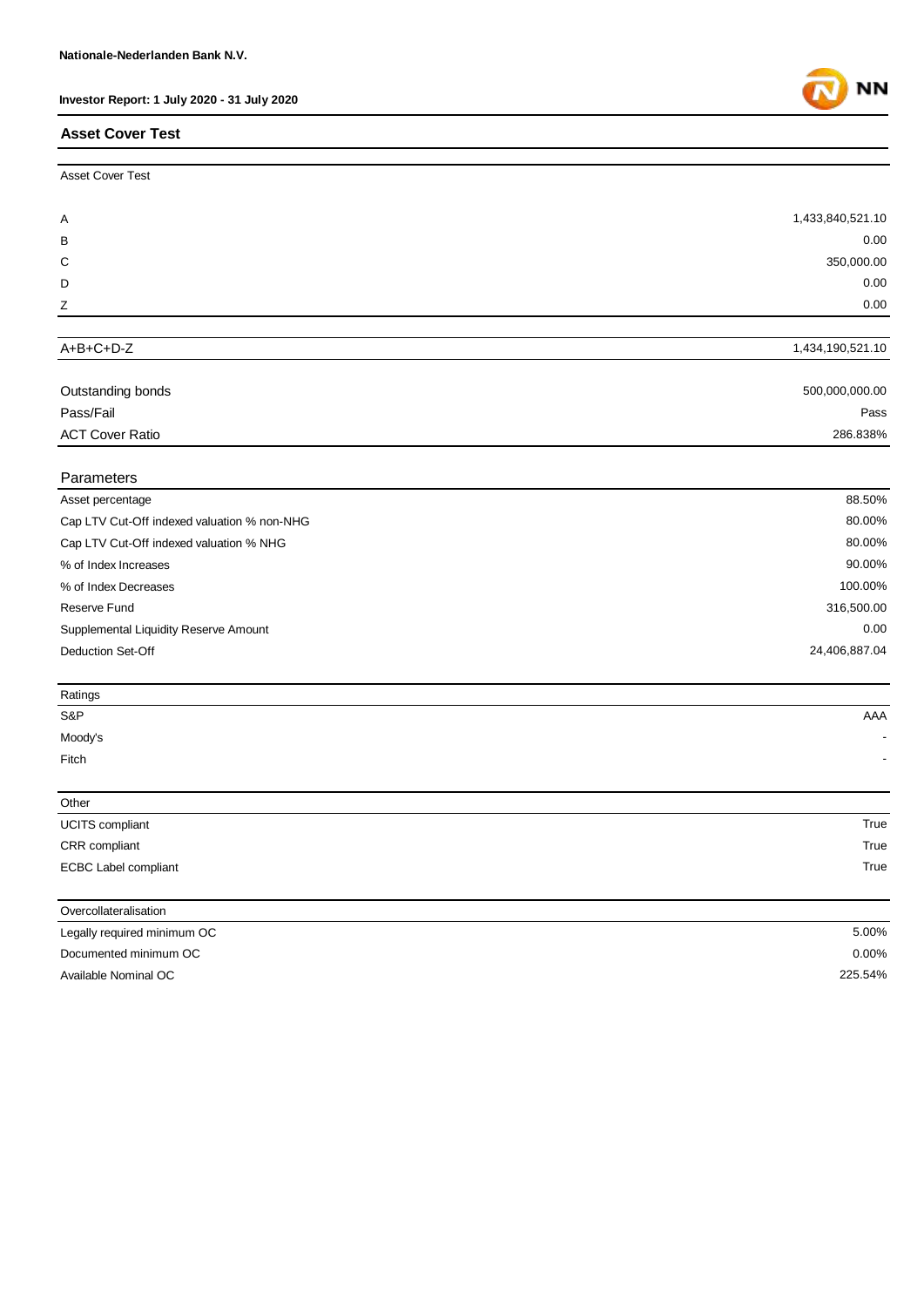## Asset Cover Test

| Asset Cover Test | |
|---|---|
| A | 1,433,840,521.10 |
| B | 0.00 |
| C | 350,000.00 |
| D | 0.00 |
| Z | 0.00 |
| A+B+C+D-Z | 1,434,190,521.10 |
| Outstanding bonds | 500,000,000.00 |
| Pass/Fail | Pass |
| ACT Cover Ratio | 286.838% |

| Parameters | |
|---|---|
| Asset percentage | 88.50% |
| Cap LTV Cut-Off indexed valuation % non-NHG | 80.00% |
| Cap LTV Cut-Off indexed valuation % NHG | 80.00% |
| % of Index Increases | 90.00% |
| % of Index Decreases | 100.00% |
| Reserve Fund | 316,500.00 |
| Supplemental Liquidity Reserve Amount | 0.00 |
| Deduction Set-Off | 24,406,887.04 |

| Ratings | |
|---|---|
| S&P | AAA |
| Moody's | - |
| Fitch | - |

| Other | |
|---|---|
| UCITS compliant | True |
| CRR compliant | True |
| ECBC Label compliant | True |

| Overcollateralisation | |
|---|---|
| Legally required minimum OC | 5.00% |
| Documented minimum OC | 0.00% |
| Available Nominal OC | 225.54% |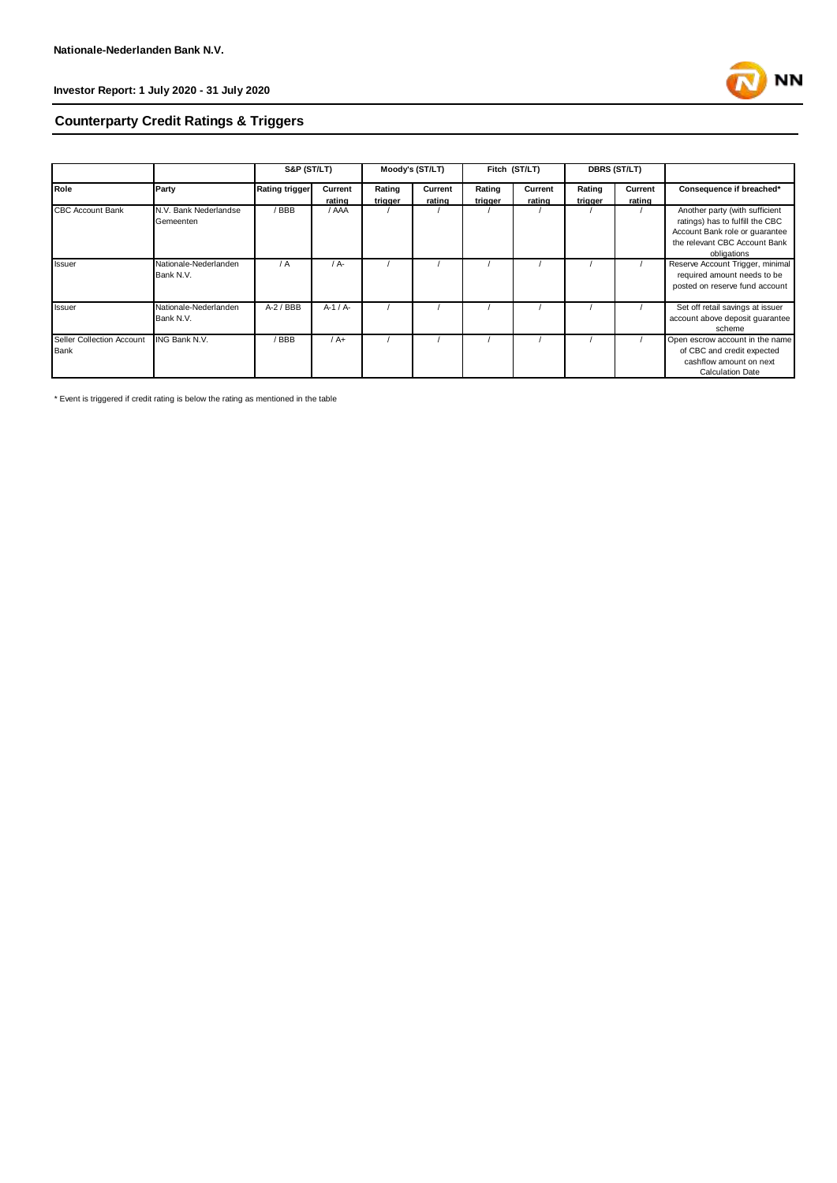Nationale-Nederlanden Bank N.V.

Investor Report: 1 July 2020 - 31 July 2020

## Counterparty Credit Ratings & Triggers

| | | S&P (ST/LT) | | Moody's (ST/LT) | | Fitch (ST/LT) | | DBRS (ST/LT) | | |
|---|---|---|---|---|---|---|---|---|---|---|
| **Role** | **Party** | **Rating trigger** | **Current rating** | **Rating trigger** | **Current rating** | **Rating trigger** | **Current rating** | **Rating trigger** | **Current rating** | **Consequence if breached*** |
| CBC Account Bank | N.V. Bank Nederlandse Gemeenten | / BBB | / AAA | / | / | / | / | / | / | Another party (with sufficient ratings) has to fulfill the CBC Account Bank role or guarantee the relevant CBC Account Bank obligations |
| Issuer | Nationale-Nederlanden Bank N.V. | / A | / A- | / | / | / | / | / | / | Reserve Account Trigger, minimal required amount needs to be posted on reserve fund account |
| Issuer | Nationale-Nederlanden Bank N.V. | A-2 / BBB | A-1 / A- | / | / | / | / | / | / | Set off retail savings at issuer account above deposit guarantee scheme |
| Seller Collection Account Bank | ING Bank N.V. | / BBB | / A+ | / | / | / | / | / | / | Open escrow account in the name of CBC and credit expected cashflow amount on next Calculation Date |

* Event is triggered if credit rating is below the rating as mentioned in the table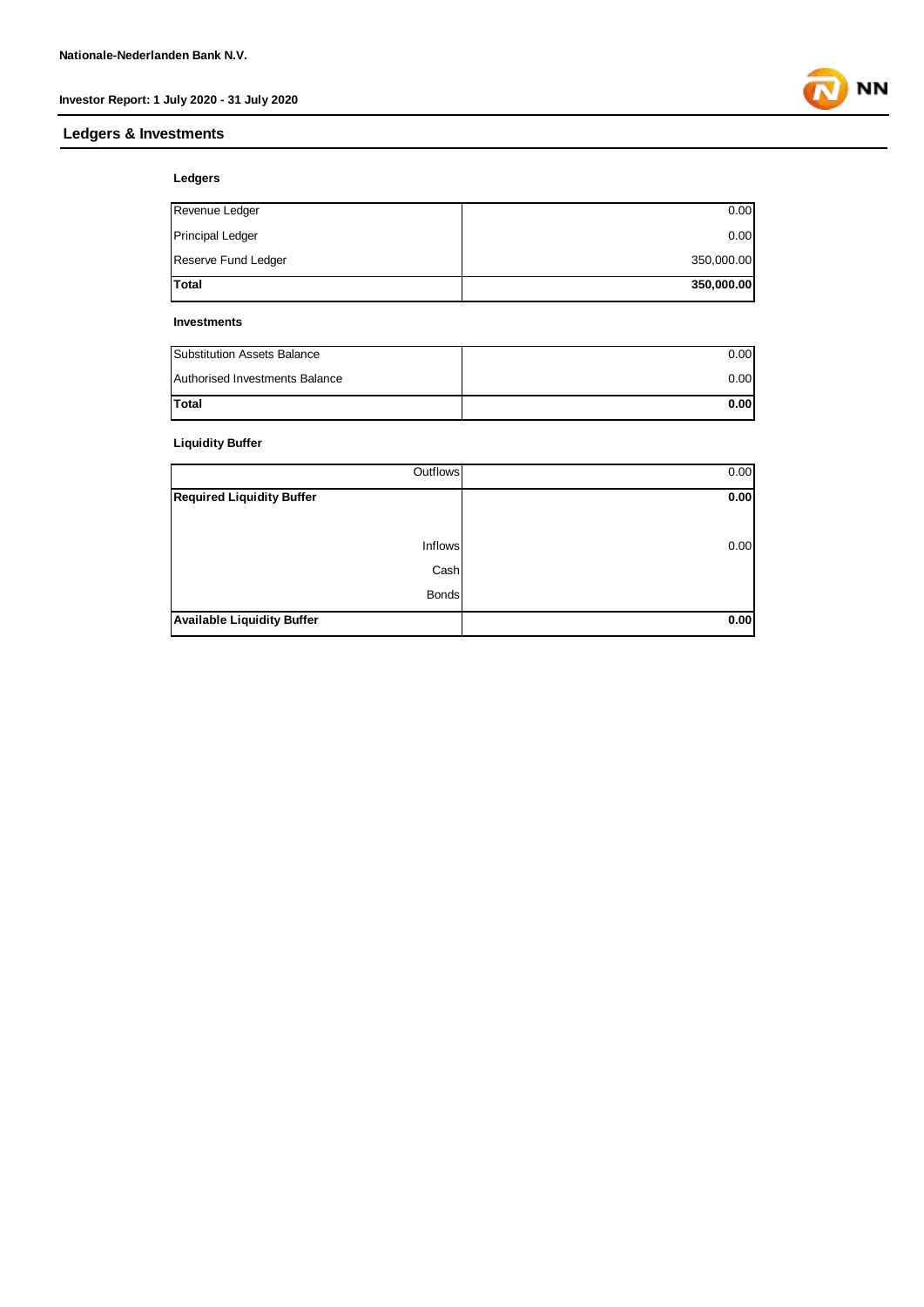## Ledgers & Investments

### Ledgers

| | |
|---|---|
| Revenue Ledger | 0.00 |
| Principal Ledger | 0.00 |
| Reserve Fund Ledger | 350,000.00 |
| **Total** | **350,000.00** |

### Investments

| | |
|---|---|
| Substitution Assets Balance | 0.00 |
| Authorised Investments Balance | 0.00 |
| **Total** | **0.00** |

### Liquidity Buffer

| | |
|---|---|
| Outflows | 0.00 |
| **Required Liquidity Buffer** | **0.00** |
| Inflows | 0.00 |
| Cash | |
| Bonds | |
| **Available Liquidity Buffer** | **0.00** |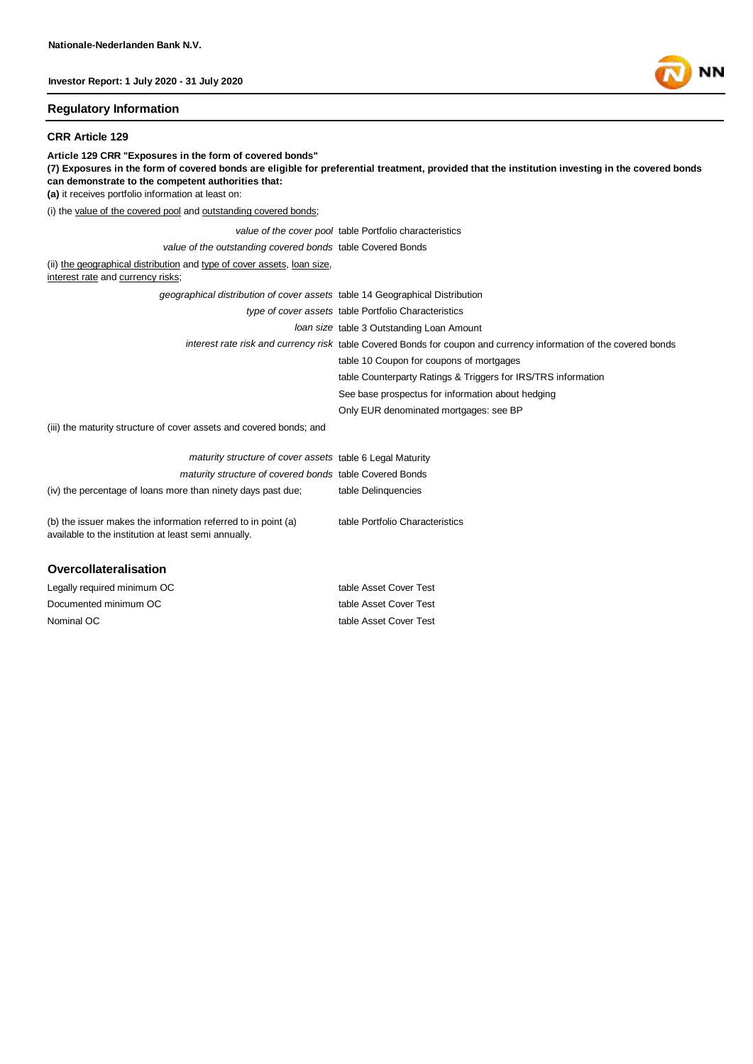## Regulatory Information

### CRR Article 129

**Article 129 CRR "Exposures in the form of covered bonds"**
**(7) Exposures in the form of covered bonds are eligible for preferential treatment, provided that the institution investing in the covered bonds can demonstrate to the competent authorities that:**
**(a)** it receives portfolio information at least on:

(i) the value of the covered pool and outstanding covered bonds;

| | |
|---|---|
| *value of the cover pool* | table Portfolio characteristics |
| *value of the outstanding covered bonds* | table Covered Bonds |

(ii) the geographical distribution and type of cover assets, loan size, interest rate and currency risks;

| | |
|---|---|
| *geographical distribution of cover assets* | table 14 Geographical Distribution |
| *type of cover assets* | table Portfolio Characteristics |
| *loan size* | table 3 Outstanding Loan Amount |
| *interest rate risk and currency risk* | table Covered Bonds for coupon and currency information of the covered bonds |
| | table 10 Coupon for coupons of mortgages |
| | table Counterparty Ratings & Triggers for IRS/TRS information |
| | See base prospectus for information about hedging |
| | Only EUR denominated mortgages: see BP |

(iii) the maturity structure of cover assets and covered bonds; and

| | |
|---|---|
| *maturity structure of cover assets* | table 6 Legal Maturity |
| *maturity structure of covered bonds* | table Covered Bonds |
| (iv) the percentage of loans more than ninety days past due; | table Delinquencies |
| (b) the issuer makes the information referred to in point (a) available to the institution at least semi annually. | table Portfolio Characteristics |

### Overcollateralisation

| | |
|---|---|
| Legally required minimum OC | table Asset Cover Test |
| Documented minimum OC | table Asset Cover Test |
| Nominal OC | table Asset Cover Test |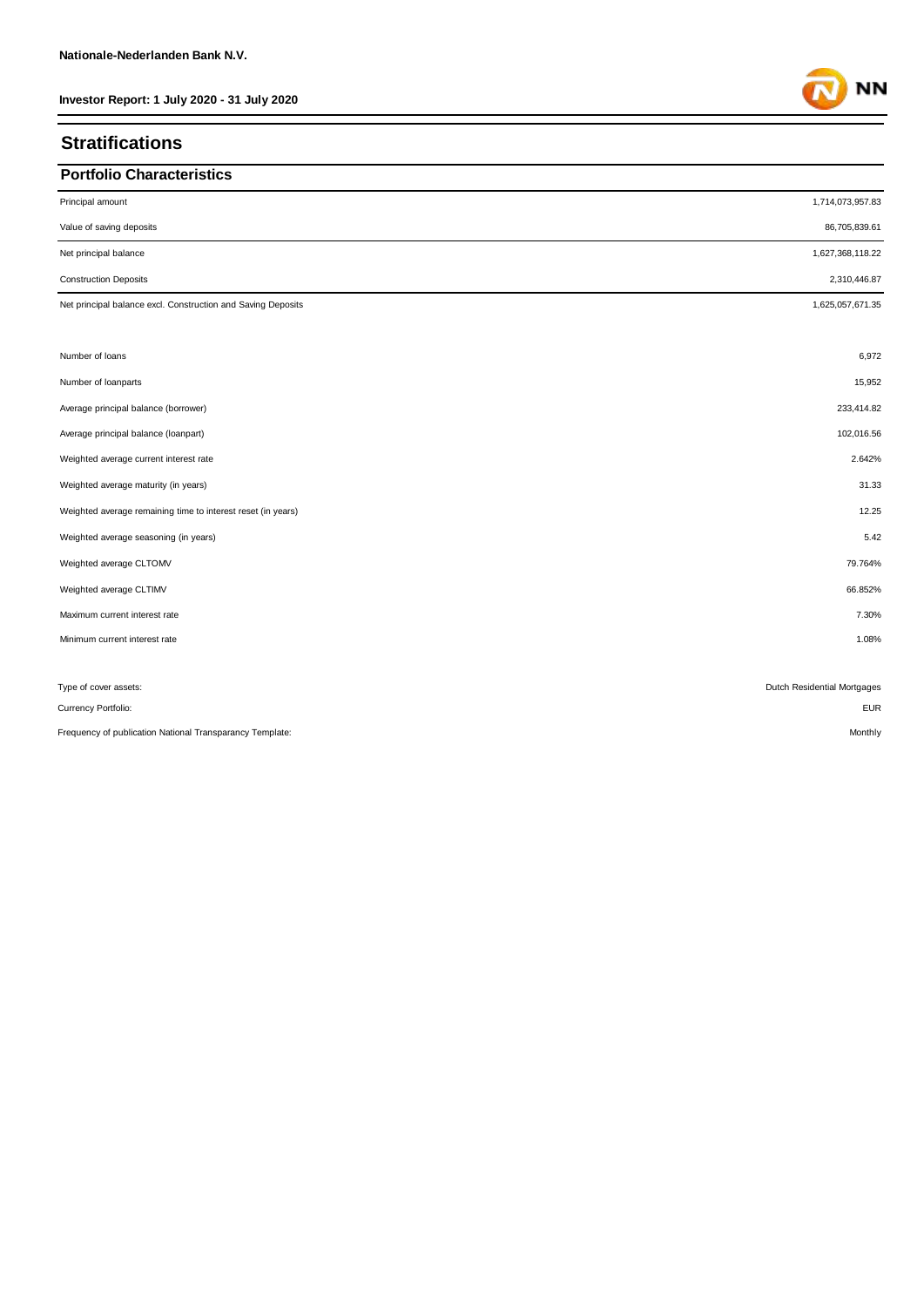## Stratifications

### Portfolio Characteristics

| | |
|---|---|
| Principal amount | 1,714,073,957.83 |
| Value of saving deposits | 86,705,839.61 |
| Net principal balance | 1,627,368,118.22 |
| Construction Deposits | 2,310,446.87 |
| Net principal balance excl. Construction and Saving Deposits | 1,625,057,671.35 |
| | |
| Number of loans | 6,972 |
| Number of loanparts | 15,952 |
| Average principal balance (borrower) | 233,414.82 |
| Average principal balance (loanpart) | 102,016.56 |
| Weighted average current interest rate | 2.642% |
| Weighted average maturity (in years) | 31.33 |
| Weighted average remaining time to interest reset (in years) | 12.25 |
| Weighted average seasoning (in years) | 5.42 |
| Weighted average CLTOMV | 79.764% |
| Weighted average CLTIMV | 66.852% |
| Maximum current interest rate | 7.30% |
| Minimum current interest rate | 1.08% |

| | |
|---|---|
| Type of cover assets: | Dutch Residential Mortgages |
| Currency Portfolio: | EUR |
| Frequency of publication National Transparancy Template: | Monthly |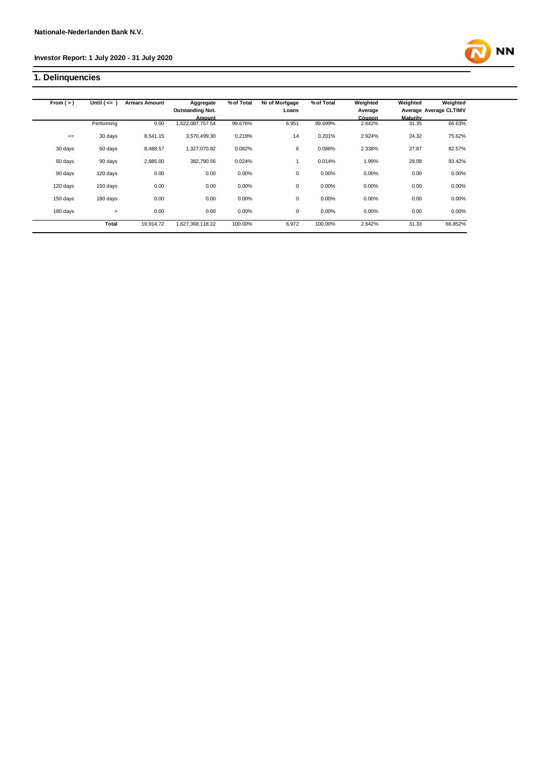**Nationale-Nederlanden Bank N.V.**

**Investor Report: 1 July 2020 - 31 July 2020**

## 1. Delinquencies

| From ( > ) | Until ( <= ) | Arrears Amount | Aggregate Outstanding Not. Amount | % of Total | Nr of Mortgage Loans | % of Total | Weighted Average Coupon | Weighted Average Maturity | Weighted Average CLTIMV |
|---|---|---|---|---|---|---|---|---|---|
| | Performing | 0.00 | 1,622,087,757.54 | 99.676% | 6,951 | 99.699% | 2.642% | 31.35 | 66.63% |
| <= | 30 days | 8,541.15 | 3,570,499.30 | 0.219% | 14 | 0.201% | 2.924% | 24.32 | 75.62% |
| 30 days | 60 days | 8,488.57 | 1,327,070.82 | 0.082% | 6 | 0.086% | 2.338% | 27.87 | 82.57% |
| 60 days | 90 days | 2,885.00 | 382,790.56 | 0.024% | 1 | 0.014% | 1.99% | 29.08 | 93.42% |
| 90 days | 120 days | 0.00 | 0.00 | 0.00% | 0 | 0.00% | 0.00% | 0.00 | 0.00% |
| 120 days | 150 days | 0.00 | 0.00 | 0.00% | 0 | 0.00% | 0.00% | 0.00 | 0.00% |
| 150 days | 180 days | 0.00 | 0.00 | 0.00% | 0 | 0.00% | 0.00% | 0.00 | 0.00% |
| 180 days | > | 0.00 | 0.00 | 0.00% | 0 | 0.00% | 0.00% | 0.00 | 0.00% |
| | **Total** | 19,914.72 | 1,627,368,118.22 | 100.00% | 6,972 | 100.00% | 2.642% | 31.33 | 66.852% |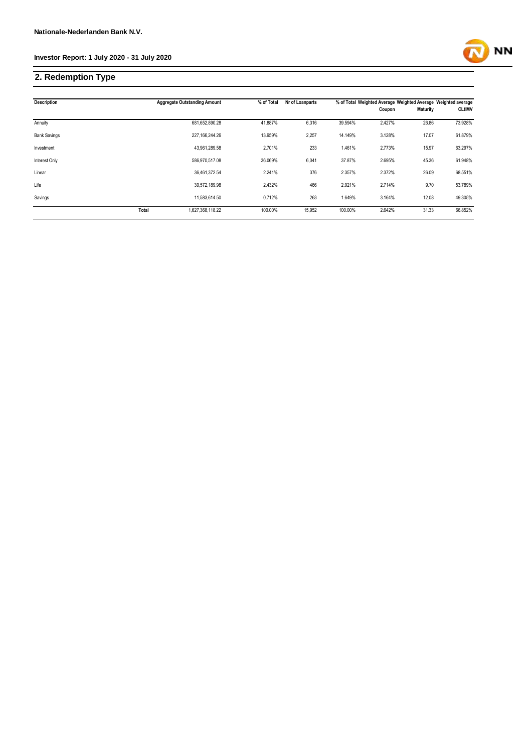Nationale-Nederlanden Bank N.V.

Investor Report: 1 July 2020 - 31 July 2020

## 2. Redemption Type

| Description | | Aggregate Outstanding Amount | % of Total | Nr of Loanparts | % of Total | Weighted Average Coupon | Weighted Average Maturity | Weighted average CLtIMV |
|---|---|---|---|---|---|---|---|---|
| Annuity | | 681,652,890.28 | 41.887% | 6,316 | 39.594% | 2.427% | 26.86 | 73.928% |
| Bank Savings | | 227,166,244.26 | 13.959% | 2,257 | 14.149% | 3.128% | 17.07 | 61.879% |
| Investment | | 43,961,289.58 | 2.701% | 233 | 1.461% | 2.773% | 15.97 | 63.297% |
| Interest Only | | 586,970,517.08 | 36.069% | 6,041 | 37.87% | 2.695% | 45.36 | 61.948% |
| Linear | | 36,461,372.54 | 2.241% | 376 | 2.357% | 2.372% | 26.09 | 68.551% |
| Life | | 39,572,189.98 | 2.432% | 466 | 2.921% | 2.714% | 9.70 | 53.789% |
| Savings | | 11,583,614.50 | 0.712% | 263 | 1.649% | 3.164% | 12.08 | 49.305% |
| | Total | 1,627,368,118.22 | 100.00% | 15,952 | 100.00% | 2.642% | 31.33 | 66.852% |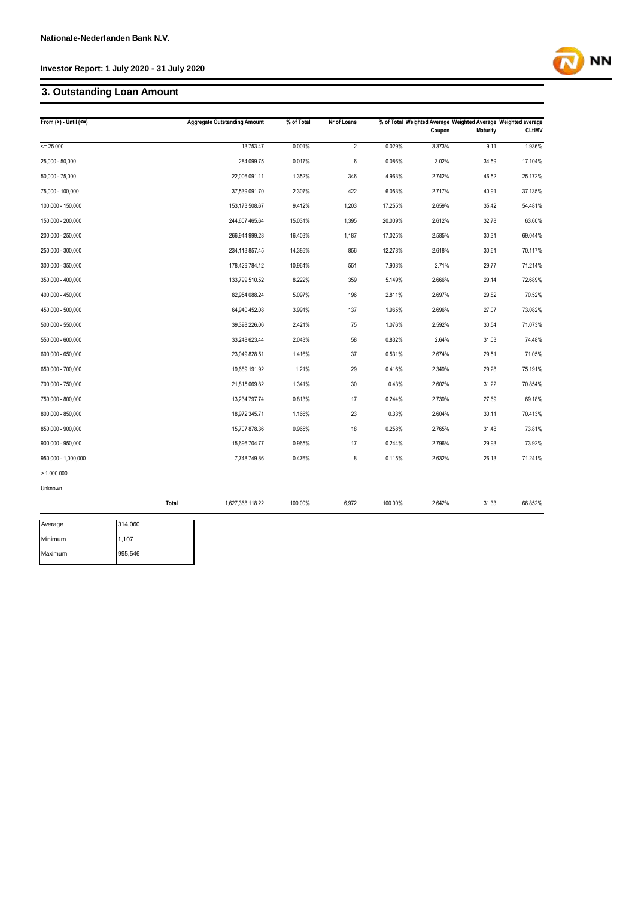**Nationale-Nederlanden Bank N.V.**

**Investor Report: 1 July 2020 - 31 July 2020**

## 3. Outstanding Loan Amount

| From (>) - Until (<=) | Aggregate Outstanding Amount | % of Total | Nr of Loans | % of Total | Weighted Average Coupon | Weighted Average Maturity | Weighted average CLtIMV |
|---|---|---|---|---|---|---|---|
| <= 25.000 | 13,753.47 | 0.001% | 2 | 0.029% | 3.373% | 9.11 | 1.936% |
| 25,000 - 50,000 | 284,099.75 | 0.017% | 6 | 0.086% | 3.02% | 34.59 | 17.104% |
| 50,000 - 75,000 | 22,006,091.11 | 1.352% | 346 | 4.963% | 2.742% | 46.52 | 25.172% |
| 75,000 - 100,000 | 37,539,091.70 | 2.307% | 422 | 6.053% | 2.717% | 40.91 | 37.135% |
| 100,000 - 150,000 | 153,173,508.67 | 9.412% | 1,203 | 17.255% | 2.659% | 35.42 | 54.481% |
| 150,000 - 200,000 | 244,607,465.64 | 15.031% | 1,395 | 20.009% | 2.612% | 32.78 | 63.60% |
| 200,000 - 250,000 | 266,944,999.28 | 16.403% | 1,187 | 17.025% | 2.585% | 30.31 | 69.044% |
| 250,000 - 300,000 | 234,113,857.45 | 14.386% | 856 | 12.278% | 2.618% | 30.61 | 70.117% |
| 300,000 - 350,000 | 178,429,784.12 | 10.964% | 551 | 7.903% | 2.71% | 29.77 | 71.214% |
| 350,000 - 400,000 | 133,799,510.52 | 8.222% | 359 | 5.149% | 2.666% | 29.14 | 72.689% |
| 400,000 - 450,000 | 82,954,088.24 | 5.097% | 196 | 2.811% | 2.697% | 29.82 | 70.52% |
| 450,000 - 500,000 | 64,940,452.08 | 3.991% | 137 | 1.965% | 2.696% | 27.07 | 73.082% |
| 500,000 - 550,000 | 39,398,226.06 | 2.421% | 75 | 1.076% | 2.592% | 30.54 | 71.073% |
| 550,000 - 600,000 | 33,248,623.44 | 2.043% | 58 | 0.832% | 2.64% | 31.03 | 74.48% |
| 600,000 - 650,000 | 23,049,828.51 | 1.416% | 37 | 0.531% | 2.674% | 29.51 | 71.05% |
| 650,000 - 700,000 | 19,689,191.92 | 1.21% | 29 | 0.416% | 2.349% | 29.28 | 75.191% |
| 700,000 - 750,000 | 21,815,069.82 | 1.341% | 30 | 0.43% | 2.602% | 31.22 | 70.854% |
| 750,000 - 800,000 | 13,234,797.74 | 0.813% | 17 | 0.244% | 2.739% | 27.69 | 69.18% |
| 800,000 - 850,000 | 18,972,345.71 | 1.166% | 23 | 0.33% | 2.604% | 30.11 | 70.413% |
| 850,000 - 900,000 | 15,707,878.36 | 0.965% | 18 | 0.258% | 2.765% | 31.48 | 73.81% |
| 900,000 - 950,000 | 15,696,704.77 | 0.965% | 17 | 0.244% | 2.796% | 29.93 | 73.92% |
| 950,000 - 1,000,000 | 7,748,749.86 | 0.476% | 8 | 0.115% | 2.632% | 26.13 | 71.241% |
| > 1.000.000 | | | | | | | |
| Unknown | | | | | | | |
| Total | 1,627,368,118.22 | 100.00% | 6,972 | 100.00% | 2.642% | 31.33 | 66.852% |

| | |
|---|---|
| Average | 314,060 |
| Minimum | 1,107 |
| Maximum | 995,546 |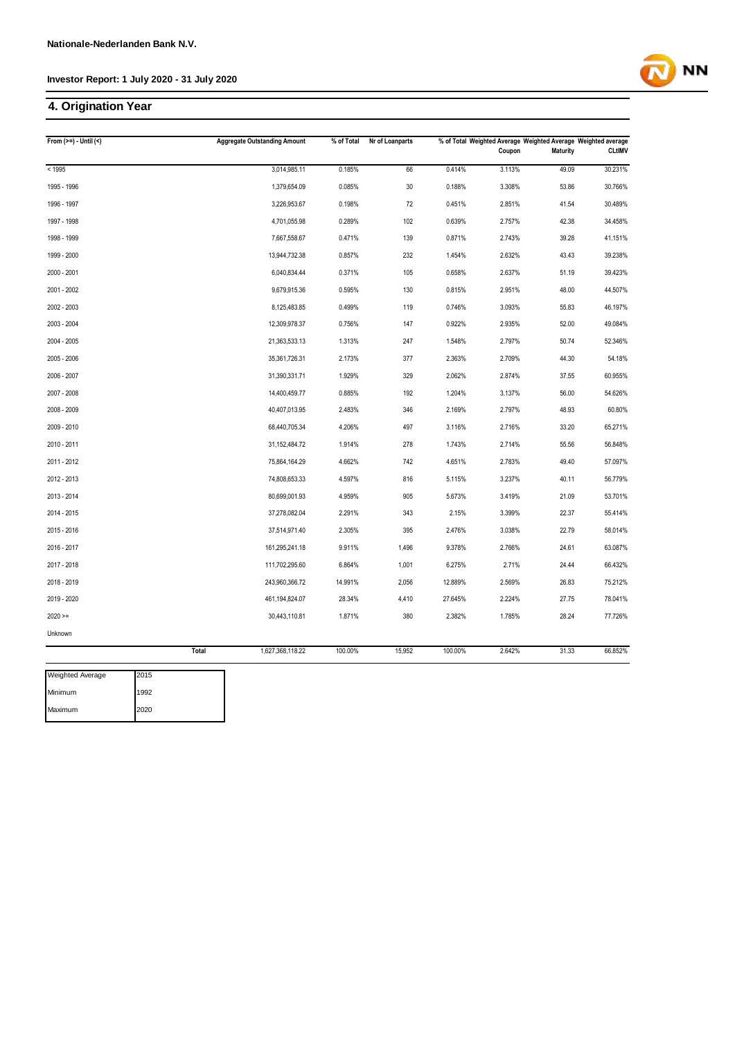## 4. Origination Year

| From (>=) - Until (<) | Aggregate Outstanding Amount | % of Total | Nr of Loanparts | % of Total | Weighted Average Coupon | Weighted Average Maturity | Weighted average CLtIMV |
|---|---|---|---|---|---|---|---|
| < 1995 | 3,014,985.11 | 0.185% | 66 | 0.414% | 3.113% | 49.09 | 30.231% |
| 1995 - 1996 | 1,379,654.09 | 0.085% | 30 | 0.188% | 3.308% | 53.86 | 30.766% |
| 1996 - 1997 | 3,226,953.67 | 0.198% | 72 | 0.451% | 2.851% | 41.54 | 30.489% |
| 1997 - 1998 | 4,701,055.98 | 0.289% | 102 | 0.639% | 2.757% | 42.38 | 34.458% |
| 1998 - 1999 | 7,667,558.67 | 0.471% | 139 | 0.871% | 2.743% | 39.28 | 41.151% |
| 1999 - 2000 | 13,944,732.38 | 0.857% | 232 | 1.454% | 2.632% | 43.43 | 39.238% |
| 2000 - 2001 | 6,040,834.44 | 0.371% | 105 | 0.658% | 2.637% | 51.19 | 39.423% |
| 2001 - 2002 | 9,679,915.36 | 0.595% | 130 | 0.815% | 2.951% | 48.00 | 44.507% |
| 2002 - 2003 | 8,125,483.85 | 0.499% | 119 | 0.746% | 3.093% | 55.83 | 46.197% |
| 2003 - 2004 | 12,309,978.37 | 0.756% | 147 | 0.922% | 2.935% | 52.00 | 49.084% |
| 2004 - 2005 | 21,363,533.13 | 1.313% | 247 | 1.548% | 2.797% | 50.74 | 52.346% |
| 2005 - 2006 | 35,361,726.31 | 2.173% | 377 | 2.363% | 2.709% | 44.30 | 54.18% |
| 2006 - 2007 | 31,390,331.71 | 1.929% | 329 | 2.062% | 2.874% | 37.55 | 60.955% |
| 2007 - 2008 | 14,400,459.77 | 0.885% | 192 | 1.204% | 3.137% | 56.00 | 54.626% |
| 2008 - 2009 | 40,407,013.95 | 2.483% | 346 | 2.169% | 2.797% | 48.93 | 60.80% |
| 2009 - 2010 | 68,440,705.34 | 4.206% | 497 | 3.116% | 2.716% | 33.20 | 65.271% |
| 2010 - 2011 | 31,152,484.72 | 1.914% | 278 | 1.743% | 2.714% | 55.56 | 56.848% |
| 2011 - 2012 | 75,864,164.29 | 4.662% | 742 | 4.651% | 2.783% | 49.40 | 57.097% |
| 2012 - 2013 | 74,808,653.33 | 4.597% | 816 | 5.115% | 3.237% | 40.11 | 56.779% |
| 2013 - 2014 | 80,699,001.93 | 4.959% | 905 | 5.673% | 3.419% | 21.09 | 53.701% |
| 2014 - 2015 | 37,278,082.04 | 2.291% | 343 | 2.15% | 3.399% | 22.37 | 55.414% |
| 2015 - 2016 | 37,514,971.40 | 2.305% | 395 | 2.476% | 3.038% | 22.79 | 58.014% |
| 2016 - 2017 | 161,295,241.18 | 9.911% | 1,496 | 9.378% | 2.766% | 24.61 | 63.087% |
| 2017 - 2018 | 111,702,295.60 | 6.864% | 1,001 | 6.275% | 2.71% | 24.44 | 66.432% |
| 2018 - 2019 | 243,960,366.72 | 14.991% | 2,056 | 12.889% | 2.569% | 26.83 | 75.212% |
| 2019 - 2020 | 461,194,824.07 | 28.34% | 4,410 | 27.645% | 2.224% | 27.75 | 78.041% |
| 2020 >= | 30,443,110.81 | 1.871% | 380 | 2.382% | 1.785% | 28.24 | 77.726% |
| Unknown | | | | | | | |
| **Total** | 1,627,368,118.22 | 100.00% | 15,952 | 100.00% | 2.642% | 31.33 | 66.852% |

| Weighted Average | 2015 |
|---|---|
| Minimum | 1992 |
| Maximum | 2020 |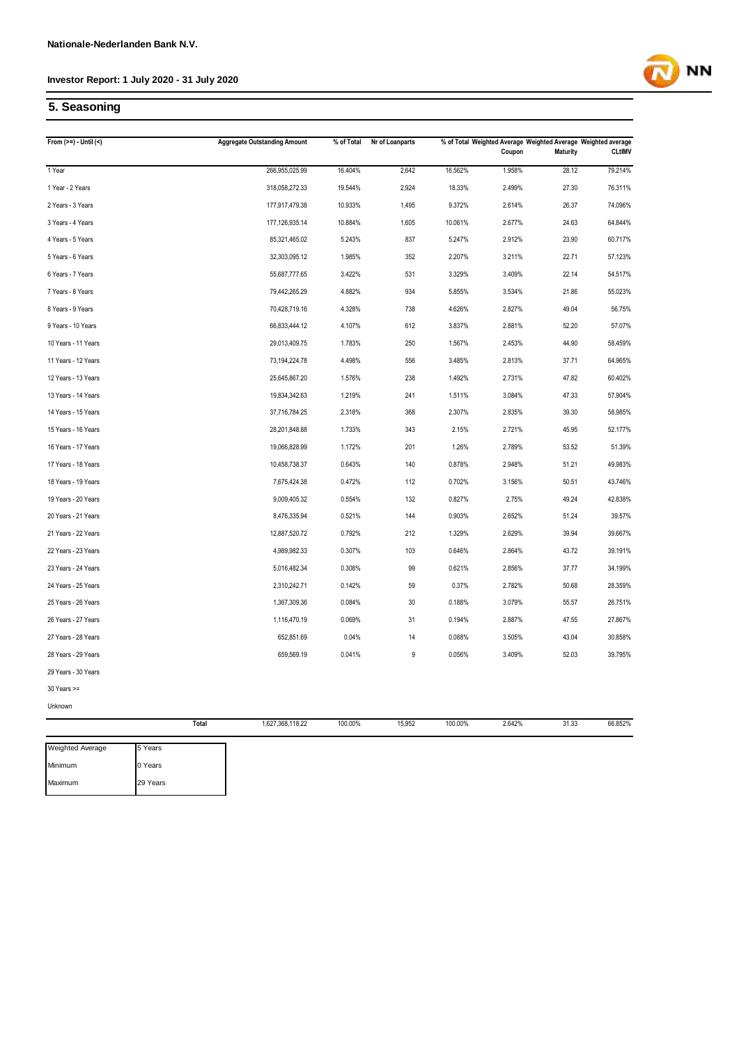## 5. Seasoning

| From (>=) - Until (<) | Aggregate Outstanding Amount | % of Total | Nr of Loanparts | % of Total | Weighted Average Coupon | Weighted Average Maturity | Weighted average CLtIMV |
|---|---|---|---|---|---|---|---|
| 1 Year | 266,955,025.99 | 16.404% | 2,642 | 16.562% | 1.958% | 28.12 | 79.214% |
| 1 Year - 2 Years | 318,058,272.33 | 19.544% | 2,924 | 18.33% | 2.499% | 27.30 | 76.311% |
| 2 Years - 3 Years | 177,917,479.38 | 10.933% | 1,495 | 9.372% | 2.614% | 26.37 | 74.096% |
| 3 Years - 4 Years | 177,126,935.14 | 10.884% | 1,605 | 10.061% | 2.677% | 24.63 | 64.844% |
| 4 Years - 5 Years | 85,321,465.02 | 5.243% | 837 | 5.247% | 2.912% | 23.90 | 60.717% |
| 5 Years - 6 Years | 32,303,095.12 | 1.985% | 352 | 2.207% | 3.211% | 22.71 | 57.123% |
| 6 Years - 7 Years | 55,687,777.65 | 3.422% | 531 | 3.329% | 3.409% | 22.14 | 54.517% |
| 7 Years - 8 Years | 79,442,265.29 | 4.882% | 934 | 5.855% | 3.534% | 21.86 | 55.023% |
| 8 Years - 9 Years | 70,428,719.16 | 4.328% | 738 | 4.626% | 2.827% | 49.04 | 56.75% |
| 9 Years - 10 Years | 66,833,444.12 | 4.107% | 612 | 3.837% | 2.881% | 52.20 | 57.07% |
| 10 Years - 11 Years | 29,013,409.75 | 1.783% | 250 | 1.567% | 2.453% | 44.90 | 58.459% |
| 11 Years - 12 Years | 73,194,224.78 | 4.498% | 556 | 3.485% | 2.813% | 37.71 | 64.965% |
| 12 Years - 13 Years | 25,645,867.20 | 1.576% | 238 | 1.492% | 2.731% | 47.82 | 60.402% |
| 13 Years - 14 Years | 19,834,342.63 | 1.219% | 241 | 1.511% | 3.084% | 47.33 | 57.904% |
| 14 Years - 15 Years | 37,716,784.25 | 2.318% | 368 | 2.307% | 2.835% | 39.30 | 58.985% |
| 15 Years - 16 Years | 28,201,848.88 | 1.733% | 343 | 2.15% | 2.721% | 45.95 | 52.177% |
| 16 Years - 17 Years | 19,066,828.99 | 1.172% | 201 | 1.26% | 2.789% | 53.52 | 51.39% |
| 17 Years - 18 Years | 10,458,738.37 | 0.643% | 140 | 0.878% | 2.948% | 51.21 | 49.983% |
| 18 Years - 19 Years | 7,675,424.38 | 0.472% | 112 | 0.702% | 3.156% | 50.51 | 43.746% |
| 19 Years - 20 Years | 9,009,405.32 | 0.554% | 132 | 0.827% | 2.75% | 49.24 | 42.838% |
| 20 Years - 21 Years | 8,476,335.94 | 0.521% | 144 | 0.903% | 2.652% | 51.24 | 39.57% |
| 21 Years - 22 Years | 12,887,520.72 | 0.792% | 212 | 1.329% | 2.629% | 39.94 | 39.667% |
| 22 Years - 23 Years | 4,989,982.33 | 0.307% | 103 | 0.646% | 2.864% | 43.72 | 39.191% |
| 23 Years - 24 Years | 5,016,482.34 | 0.308% | 99 | 0.621% | 2.856% | 37.77 | 34.199% |
| 24 Years - 25 Years | 2,310,242.71 | 0.142% | 59 | 0.37% | 2.782% | 50.68 | 28.359% |
| 25 Years - 26 Years | 1,367,309.36 | 0.084% | 30 | 0.188% | 3.079% | 55.57 | 26.751% |
| 26 Years - 27 Years | 1,116,470.19 | 0.069% | 31 | 0.194% | 2.887% | 47.55 | 27.867% |
| 27 Years - 28 Years | 652,851.69 | 0.04% | 14 | 0.088% | 3.505% | 43.04 | 30.858% |
| 28 Years - 29 Years | 659,569.19 | 0.041% | 9 | 0.056% | 3.409% | 52.03 | 39.795% |
| 29 Years - 30 Years | | | | | | | |
| 30 Years >= | | | | | | | |
| Unknown | | | | | | | |
| Total | 1,627,368,118.22 | 100.00% | 15,952 | 100.00% | 2.642% | 31.33 | 66.852% |

| | |
|---|---|
| Weighted Average | 5 Years |
| Minimum | 0 Years |
| Maximum | 29 Years |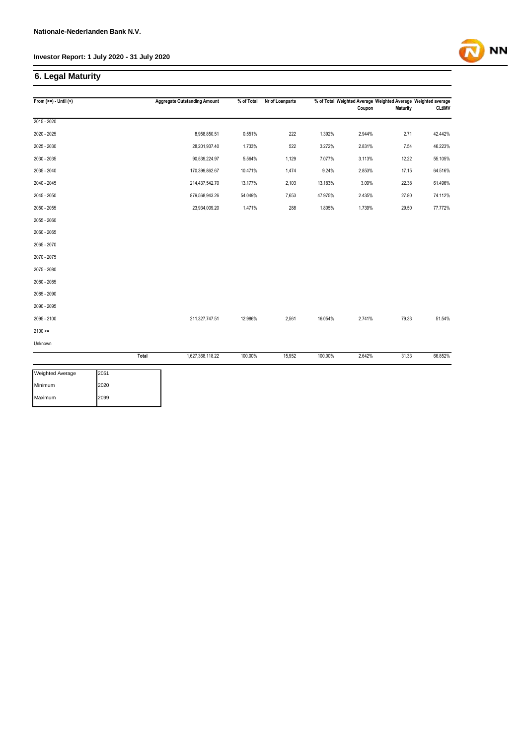**Nationale-Nederlanden Bank N.V.**

**Investor Report: 1 July 2020 - 31 July 2020**

## 6. Legal Maturity

| From (>=) - Until (<) | | Aggregate Outstanding Amount | % of Total | Nr of Loanparts | % of Total | Weighted Average Coupon | Weighted Average Maturity | Weighted average CLtIMV |
|---|---|---|---|---|---|---|---|---|
| 2015 - 2020 | | | | | | | | |
| 2020 - 2025 | | 8,958,850.51 | 0.551% | 222 | 1.392% | 2.944% | 2.71 | 42.442% |
| 2025 - 2030 | | 28,201,937.40 | 1.733% | 522 | 3.272% | 2.831% | 7.54 | 46.223% |
| 2030 - 2035 | | 90,539,224.97 | 5.564% | 1,129 | 7.077% | 3.113% | 12.22 | 55.105% |
| 2035 - 2040 | | 170,399,862.67 | 10.471% | 1,474 | 9.24% | 2.853% | 17.15 | 64.516% |
| 2040 - 2045 | | 214,437,542.70 | 13.177% | 2,103 | 13.183% | 3.09% | 22.38 | 61.496% |
| 2045 - 2050 | | 879,568,943.26 | 54.049% | 7,653 | 47.975% | 2.435% | 27.80 | 74.112% |
| 2050 - 2055 | | 23,934,009.20 | 1.471% | 288 | 1.805% | 1.739% | 29.50 | 77.772% |
| 2055 - 2060 | | | | | | | | |
| 2060 - 2065 | | | | | | | | |
| 2065 - 2070 | | | | | | | | |
| 2070 - 2075 | | | | | | | | |
| 2075 - 2080 | | | | | | | | |
| 2080 - 2085 | | | | | | | | |
| 2085 - 2090 | | | | | | | | |
| 2090 - 2095 | | | | | | | | |
| 2095 - 2100 | | 211,327,747.51 | 12.986% | 2,561 | 16.054% | 2.741% | 79.33 | 51.54% |
| 2100 >= | | | | | | | | |
| Unknown | | | | | | | | |
| | Total | 1,627,368,118.22 | 100.00% | 15,952 | 100.00% | 2.642% | 31.33 | 66.852% |

| Weighted Average | 2051 |
|---|---|
| Minimum | 2020 |
| Maximum | 2099 |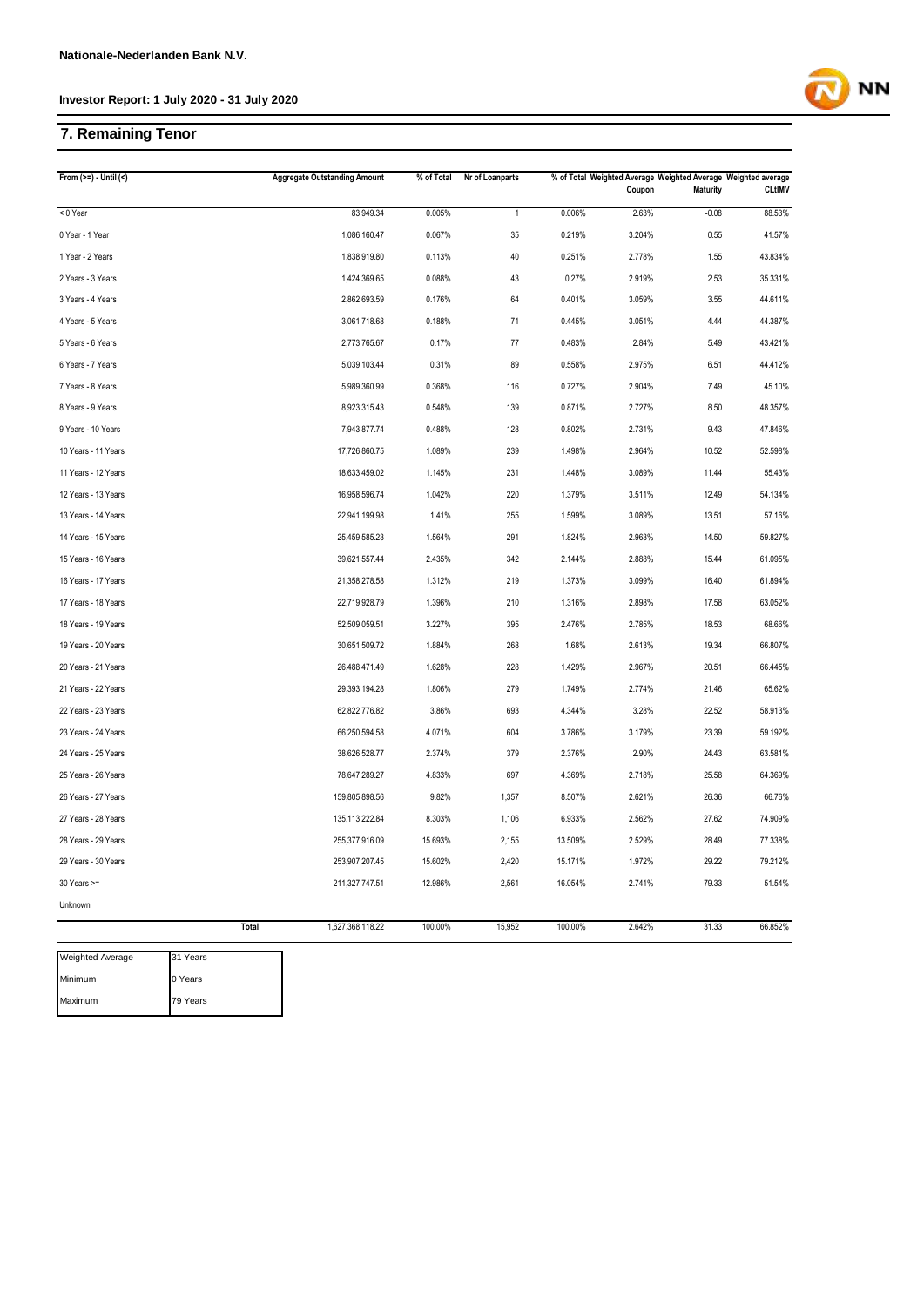**Nationale-Nederlanden Bank N.V.**

**Investor Report: 1 July 2020 - 31 July 2020**

## 7. Remaining Tenor

| From (>=) - Until (<) | Aggregate Outstanding Amount | % of Total | Nr of Loanparts | % of Total | Weighted Average Coupon | Weighted Average Maturity | Weighted average CLtIMV |
|---|---|---|---|---|---|---|---|
| < 0 Year | 83,949.34 | 0.005% | 1 | 0.006% | 2.63% | -0.08 | 88.53% |
| 0 Year - 1 Year | 1,086,160.47 | 0.067% | 35 | 0.219% | 3.204% | 0.55 | 41.57% |
| 1 Year - 2 Years | 1,838,919.80 | 0.113% | 40 | 0.251% | 2.778% | 1.55 | 43.834% |
| 2 Years - 3 Years | 1,424,369.65 | 0.088% | 43 | 0.27% | 2.919% | 2.53 | 35.331% |
| 3 Years - 4 Years | 2,862,693.59 | 0.176% | 64 | 0.401% | 3.059% | 3.55 | 44.611% |
| 4 Years - 5 Years | 3,061,718.68 | 0.188% | 71 | 0.445% | 3.051% | 4.44 | 44.387% |
| 5 Years - 6 Years | 2,773,765.67 | 0.17% | 77 | 0.483% | 2.84% | 5.49 | 43.421% |
| 6 Years - 7 Years | 5,039,103.44 | 0.31% | 89 | 0.558% | 2.975% | 6.51 | 44.412% |
| 7 Years - 8 Years | 5,989,360.99 | 0.368% | 116 | 0.727% | 2.904% | 7.49 | 45.10% |
| 8 Years - 9 Years | 8,923,315.43 | 0.548% | 139 | 0.871% | 2.727% | 8.50 | 48.357% |
| 9 Years - 10 Years | 7,943,877.74 | 0.488% | 128 | 0.802% | 2.731% | 9.43 | 47.846% |
| 10 Years - 11 Years | 17,726,860.75 | 1.089% | 239 | 1.498% | 2.964% | 10.52 | 52.598% |
| 11 Years - 12 Years | 18,633,459.02 | 1.145% | 231 | 1.448% | 3.089% | 11.44 | 55.43% |
| 12 Years - 13 Years | 16,958,596.74 | 1.042% | 220 | 1.379% | 3.511% | 12.49 | 54.134% |
| 13 Years - 14 Years | 22,941,199.98 | 1.41% | 255 | 1.599% | 3.089% | 13.51 | 57.16% |
| 14 Years - 15 Years | 25,459,585.23 | 1.564% | 291 | 1.824% | 2.963% | 14.50 | 59.827% |
| 15 Years - 16 Years | 39,621,557.44 | 2.435% | 342 | 2.144% | 2.888% | 15.44 | 61.095% |
| 16 Years - 17 Years | 21,358,278.58 | 1.312% | 219 | 1.373% | 3.099% | 16.40 | 61.894% |
| 17 Years - 18 Years | 22,719,928.79 | 1.396% | 210 | 1.316% | 2.898% | 17.58 | 63.052% |
| 18 Years - 19 Years | 52,509,059.51 | 3.227% | 395 | 2.476% | 2.785% | 18.53 | 68.66% |
| 19 Years - 20 Years | 30,651,509.72 | 1.884% | 268 | 1.68% | 2.613% | 19.34 | 66.807% |
| 20 Years - 21 Years | 26,488,471.49 | 1.628% | 228 | 1.429% | 2.967% | 20.51 | 66.445% |
| 21 Years - 22 Years | 29,393,194.28 | 1.806% | 279 | 1.749% | 2.774% | 21.46 | 65.62% |
| 22 Years - 23 Years | 62,822,776.82 | 3.86% | 693 | 4.344% | 3.28% | 22.52 | 58.913% |
| 23 Years - 24 Years | 66,250,594.58 | 4.071% | 604 | 3.786% | 3.179% | 23.39 | 59.192% |
| 24 Years - 25 Years | 38,626,528.77 | 2.374% | 379 | 2.376% | 2.90% | 24.43 | 63.581% |
| 25 Years - 26 Years | 78,647,289.27 | 4.833% | 697 | 4.369% | 2.718% | 25.58 | 64.369% |
| 26 Years - 27 Years | 159,805,898.56 | 9.82% | 1,357 | 8.507% | 2.621% | 26.36 | 66.76% |
| 27 Years - 28 Years | 135,113,222.84 | 8.303% | 1,106 | 6.933% | 2.562% | 27.62 | 74.909% |
| 28 Years - 29 Years | 255,377,916.09 | 15.693% | 2,155 | 13.509% | 2.529% | 28.49 | 77.338% |
| 29 Years - 30 Years | 253,907,207.45 | 15.602% | 2,420 | 15.171% | 1.972% | 29.22 | 79.212% |
| 30 Years >= | 211,327,747.51 | 12.986% | 2,561 | 16.054% | 2.741% | 79.33 | 51.54% |
| Unknown | | | | | | | |
| **Total** | 1,627,368,118.22 | 100.00% | 15,952 | 100.00% | 2.642% | 31.33 | 66.852% |

| | |
|---|---|
| Weighted Average | 31 Years |
| Minimum | 0 Years |
| Maximum | 79 Years |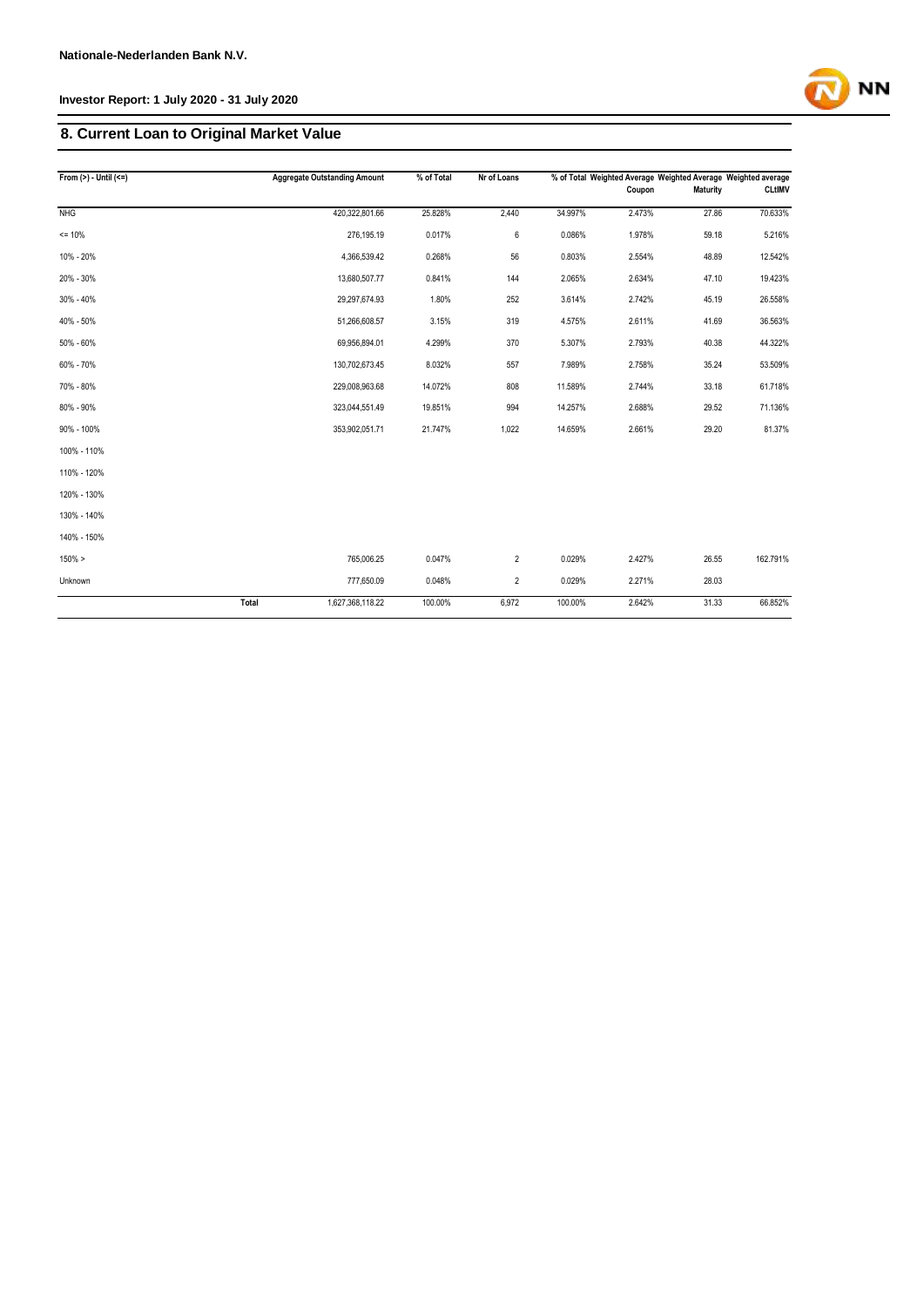Nationale-Nederlanden Bank N.V.

Investor Report: 1 July 2020 - 31 July 2020

## 8. Current Loan to Original Market Value

| From (>) - Until (<=) | | Aggregate Outstanding Amount | % of Total | Nr of Loans | % of Total | Weighted Average Coupon | Weighted Average Maturity | Weighted average CLtIMV |
|---|---|---|---|---|---|---|---|---|
| NHG | | 420,322,801.66 | 25.828% | 2,440 | 34.997% | 2.473% | 27.86 | 70.633% |
| <= 10% | | 276,195.19 | 0.017% | 6 | 0.086% | 1.978% | 59.18 | 5.216% |
| 10% - 20% | | 4,366,539.42 | 0.268% | 56 | 0.803% | 2.554% | 48.89 | 12.542% |
| 20% - 30% | | 13,680,507.77 | 0.841% | 144 | 2.065% | 2.634% | 47.10 | 19.423% |
| 30% - 40% | | 29,297,674.93 | 1.80% | 252 | 3.614% | 2.742% | 45.19 | 26.558% |
| 40% - 50% | | 51,266,608.57 | 3.15% | 319 | 4.575% | 2.611% | 41.69 | 36.563% |
| 50% - 60% | | 69,956,894.01 | 4.299% | 370 | 5.307% | 2.793% | 40.38 | 44.322% |
| 60% - 70% | | 130,702,673.45 | 8.032% | 557 | 7.989% | 2.758% | 35.24 | 53.509% |
| 70% - 80% | | 229,008,963.68 | 14.072% | 808 | 11.589% | 2.744% | 33.18 | 61.718% |
| 80% - 90% | | 323,044,551.49 | 19.851% | 994 | 14.257% | 2.688% | 29.52 | 71.136% |
| 90% - 100% | | 353,902,051.71 | 21.747% | 1,022 | 14.659% | 2.661% | 29.20 | 81.37% |
| 100% - 110% | | | | | | | | |
| 110% - 120% | | | | | | | | |
| 120% - 130% | | | | | | | | |
| 130% - 140% | | | | | | | | |
| 140% - 150% | | | | | | | | |
| 150% > | | 765,006.25 | 0.047% | 2 | 0.029% | 2.427% | 26.55 | 162.791% |
| Unknown | | 777,650.09 | 0.048% | 2 | 0.029% | 2.271% | 28.03 | |
| | Total | 1,627,368,118.22 | 100.00% | 6,972 | 100.00% | 2.642% | 31.33 | 66.852% |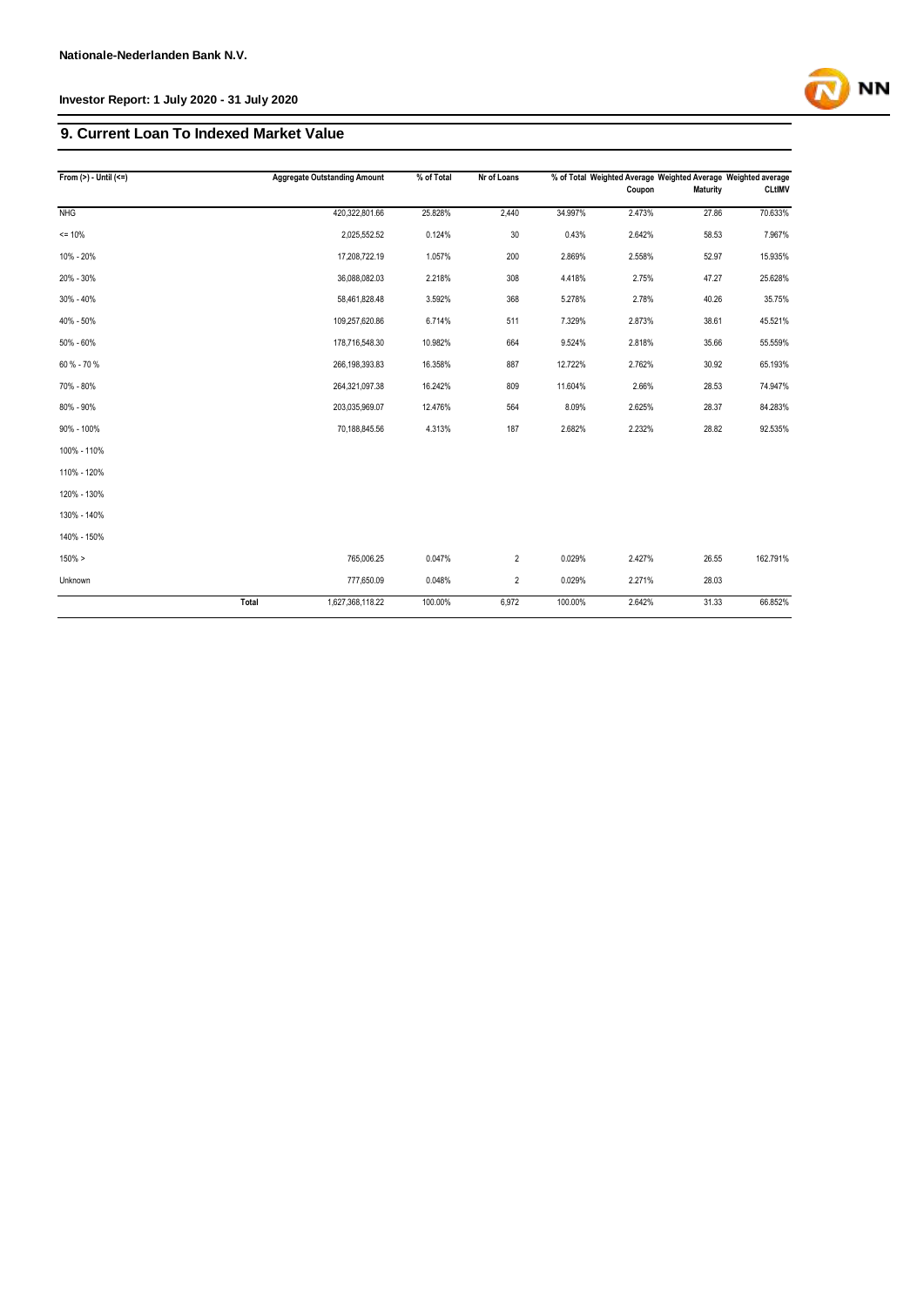## 9. Current Loan To Indexed Market Value

| From (>) - Until (<=) | | Aggregate Outstanding Amount | % of Total | Nr of Loans | % of Total | Weighted Average Coupon | Weighted Average Maturity | Weighted average CLtIMV |
|---|---|---|---|---|---|---|---|---|
| NHG | | 420,322,801.66 | 25.828% | 2,440 | 34.997% | 2.473% | 27.86 | 70.633% |
| <= 10% | | 2,025,552.52 | 0.124% | 30 | 0.43% | 2.642% | 58.53 | 7.967% |
| 10% - 20% | | 17,208,722.19 | 1.057% | 200 | 2.869% | 2.558% | 52.97 | 15.935% |
| 20% - 30% | | 36,088,082.03 | 2.218% | 308 | 4.418% | 2.75% | 47.27 | 25.628% |
| 30% - 40% | | 58,461,828.48 | 3.592% | 368 | 5.278% | 2.78% | 40.26 | 35.75% |
| 40% - 50% | | 109,257,620.86 | 6.714% | 511 | 7.329% | 2.873% | 38.61 | 45.521% |
| 50% - 60% | | 178,716,548.30 | 10.982% | 664 | 9.524% | 2.818% | 35.66 | 55.559% |
| 60 % - 70 % | | 266,198,393.83 | 16.358% | 887 | 12.722% | 2.762% | 30.92 | 65.193% |
| 70% - 80% | | 264,321,097.38 | 16.242% | 809 | 11.604% | 2.66% | 28.53 | 74.947% |
| 80% - 90% | | 203,035,969.07 | 12.476% | 564 | 8.09% | 2.625% | 28.37 | 84.283% |
| 90% - 100% | | 70,188,845.56 | 4.313% | 187 | 2.682% | 2.232% | 28.82 | 92.535% |
| 100% - 110% | | | | | | | | |
| 110% - 120% | | | | | | | | |
| 120% - 130% | | | | | | | | |
| 130% - 140% | | | | | | | | |
| 140% - 150% | | | | | | | | |
| 150% > | | 765,006.25 | 0.047% | 2 | 0.029% | 2.427% | 26.55 | 162.791% |
| Unknown | | 777,650.09 | 0.048% | 2 | 0.029% | 2.271% | 28.03 | |
| | Total | 1,627,368,118.22 | 100.00% | 6,972 | 100.00% | 2.642% | 31.33 | 66.852% |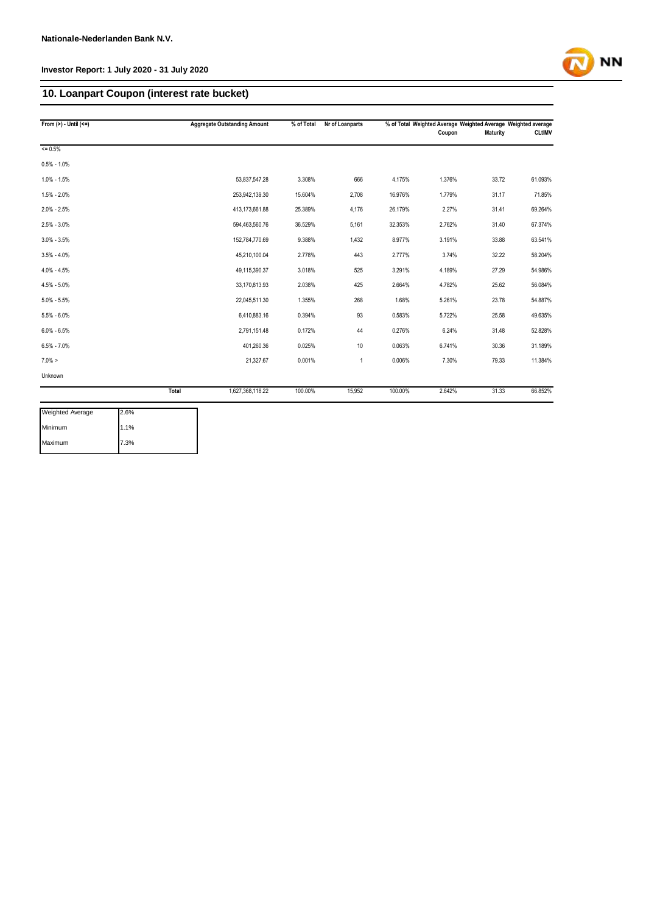## 10. Loanpart Coupon (interest rate bucket)

| From (>) - Until (<=) | | Aggregate Outstanding Amount | % of Total | Nr of Loanparts | % of Total | Weighted Average Coupon | Weighted Average Maturity | Weighted average CLtIMV |
|---|---|---|---|---|---|---|---|---|
| <= 0.5% | | | | | | | | |
| 0.5% - 1.0% | | | | | | | | |
| 1.0% - 1.5% | | 53,837,547.28 | 3.308% | 666 | 4.175% | 1.376% | 33.72 | 61.093% |
| 1.5% - 2.0% | | 253,942,139.30 | 15.604% | 2,708 | 16.976% | 1.779% | 31.17 | 71.85% |
| 2.0% - 2.5% | | 413,173,661.88 | 25.389% | 4,176 | 26.179% | 2.27% | 31.41 | 69.264% |
| 2.5% - 3.0% | | 594,463,560.76 | 36.529% | 5,161 | 32.353% | 2.762% | 31.40 | 67.374% |
| 3.0% - 3.5% | | 152,784,770.69 | 9.388% | 1,432 | 8.977% | 3.191% | 33.88 | 63.541% |
| 3.5% - 4.0% | | 45,210,100.04 | 2.778% | 443 | 2.777% | 3.74% | 32.22 | 58.204% |
| 4.0% - 4.5% | | 49,115,390.37 | 3.018% | 525 | 3.291% | 4.189% | 27.29 | 54.986% |
| 4.5% - 5.0% | | 33,170,813.93 | 2.038% | 425 | 2.664% | 4.782% | 25.62 | 56.084% |
| 5.0% - 5.5% | | 22,045,511.30 | 1.355% | 268 | 1.68% | 5.261% | 23.78 | 54.887% |
| 5.5% - 6.0% | | 6,410,883.16 | 0.394% | 93 | 0.583% | 5.722% | 25.58 | 49.635% |
| 6.0% - 6.5% | | 2,791,151.48 | 0.172% | 44 | 0.276% | 6.24% | 31.48 | 52.828% |
| 6.5% - 7.0% | | 401,260.36 | 0.025% | 10 | 0.063% | 6.741% | 30.36 | 31.189% |
| 7.0% > | | 21,327.67 | 0.001% | 1 | 0.006% | 7.30% | 79.33 | 11.384% |
| Unknown | | | | | | | | |
| | Total | 1,627,368,118.22 | 100.00% | 15,952 | 100.00% | 2.642% | 31.33 | 66.852% |

| | |
|---|---|
| Weighted Average | 2.6% |
| Minimum | 1.1% |
| Maximum | 7.3% |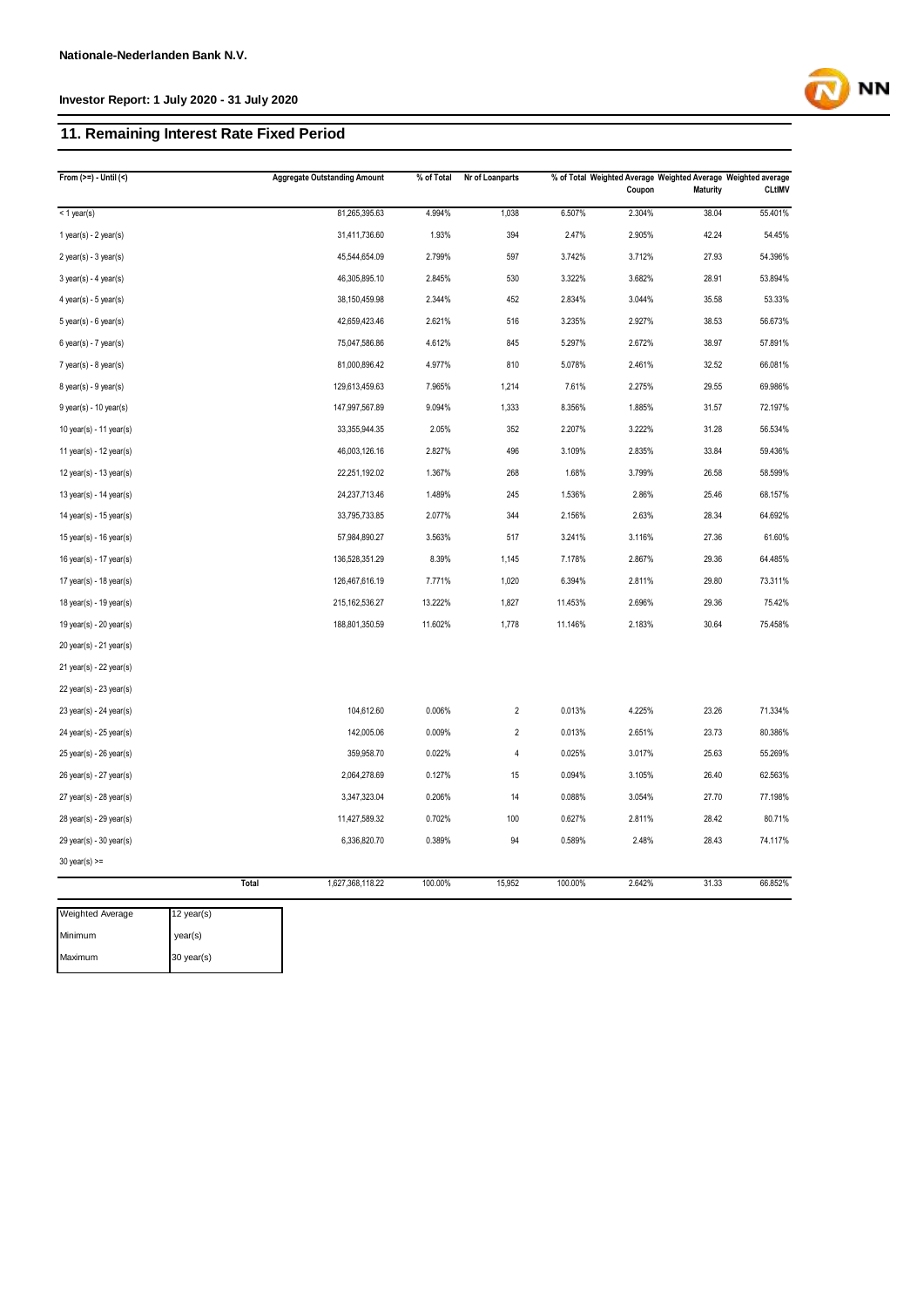**Nationale-Nederlanden Bank N.V.**

**Investor Report: 1 July 2020 - 31 July 2020**

## 11. Remaining Interest Rate Fixed Period

| From (>=) - Until (<) | Aggregate Outstanding Amount | % of Total | Nr of Loanparts | % of Total | Weighted Average Coupon | Weighted Average Maturity | Weighted average CLtIMV |
|---|---|---|---|---|---|---|---|
| < 1 year(s) | 81,265,395.63 | 4.994% | 1,038 | 6.507% | 2.304% | 38.04 | 55.401% |
| 1 year(s) - 2 year(s) | 31,411,736.60 | 1.93% | 394 | 2.47% | 2.905% | 42.24 | 54.45% |
| 2 year(s) - 3 year(s) | 45,544,654.09 | 2.799% | 597 | 3.742% | 3.712% | 27.93 | 54.396% |
| 3 year(s) - 4 year(s) | 46,305,895.10 | 2.845% | 530 | 3.322% | 3.682% | 28.91 | 53.894% |
| 4 year(s) - 5 year(s) | 38,150,459.98 | 2.344% | 452 | 2.834% | 3.044% | 35.58 | 53.33% |
| 5 year(s) - 6 year(s) | 42,659,423.46 | 2.621% | 516 | 3.235% | 2.927% | 38.53 | 56.673% |
| 6 year(s) - 7 year(s) | 75,047,586.86 | 4.612% | 845 | 5.297% | 2.672% | 38.97 | 57.891% |
| 7 year(s) - 8 year(s) | 81,000,896.42 | 4.977% | 810 | 5.078% | 2.461% | 32.52 | 66.081% |
| 8 year(s) - 9 year(s) | 129,613,459.63 | 7.965% | 1,214 | 7.61% | 2.275% | 29.55 | 69.986% |
| 9 year(s) - 10 year(s) | 147,997,567.89 | 9.094% | 1,333 | 8.356% | 1.885% | 31.57 | 72.197% |
| 10 year(s) - 11 year(s) | 33,355,944.35 | 2.05% | 352 | 2.207% | 3.222% | 31.28 | 56.534% |
| 11 year(s) - 12 year(s) | 46,003,126.16 | 2.827% | 496 | 3.109% | 2.835% | 33.84 | 59.436% |
| 12 year(s) - 13 year(s) | 22,251,192.02 | 1.367% | 268 | 1.68% | 3.799% | 26.58 | 58.599% |
| 13 year(s) - 14 year(s) | 24,237,713.46 | 1.489% | 245 | 1.536% | 2.86% | 25.46 | 68.157% |
| 14 year(s) - 15 year(s) | 33,795,733.85 | 2.077% | 344 | 2.156% | 2.63% | 28.34 | 64.692% |
| 15 year(s) - 16 year(s) | 57,984,890.27 | 3.563% | 517 | 3.241% | 3.116% | 27.36 | 61.60% |
| 16 year(s) - 17 year(s) | 136,528,351.29 | 8.39% | 1,145 | 7.178% | 2.867% | 29.36 | 64.485% |
| 17 year(s) - 18 year(s) | 126,467,616.19 | 7.771% | 1,020 | 6.394% | 2.811% | 29.80 | 73.311% |
| 18 year(s) - 19 year(s) | 215,162,536.27 | 13.222% | 1,827 | 11.453% | 2.696% | 29.36 | 75.42% |
| 19 year(s) - 20 year(s) | 188,801,350.59 | 11.602% | 1,778 | 11.146% | 2.183% | 30.64 | 75.458% |
| 20 year(s) - 21 year(s) | | | | | | | |
| 21 year(s) - 22 year(s) | | | | | | | |
| 22 year(s) - 23 year(s) | | | | | | | |
| 23 year(s) - 24 year(s) | 104,612.60 | 0.006% | 2 | 0.013% | 4.225% | 23.26 | 71.334% |
| 24 year(s) - 25 year(s) | 142,005.06 | 0.009% | 2 | 0.013% | 2.651% | 23.73 | 80.386% |
| 25 year(s) - 26 year(s) | 359,958.70 | 0.022% | 4 | 0.025% | 3.017% | 25.63 | 55.269% |
| 26 year(s) - 27 year(s) | 2,064,278.69 | 0.127% | 15 | 0.094% | 3.105% | 26.40 | 62.563% |
| 27 year(s) - 28 year(s) | 3,347,323.04 | 0.206% | 14 | 0.088% | 3.054% | 27.70 | 77.198% |
| 28 year(s) - 29 year(s) | 11,427,589.32 | 0.702% | 100 | 0.627% | 2.811% | 28.42 | 80.71% |
| 29 year(s) - 30 year(s) | 6,336,820.70 | 0.389% | 94 | 0.589% | 2.48% | 28.43 | 74.117% |
| 30 year(s) >= | | | | | | | |
| **Total** | 1,627,368,118.22 | 100.00% | 15,952 | 100.00% | 2.642% | 31.33 | 66.852% |

| Weighted Average | 12 year(s) |
|---|---|
| Minimum | year(s) |
| Maximum | 30 year(s) |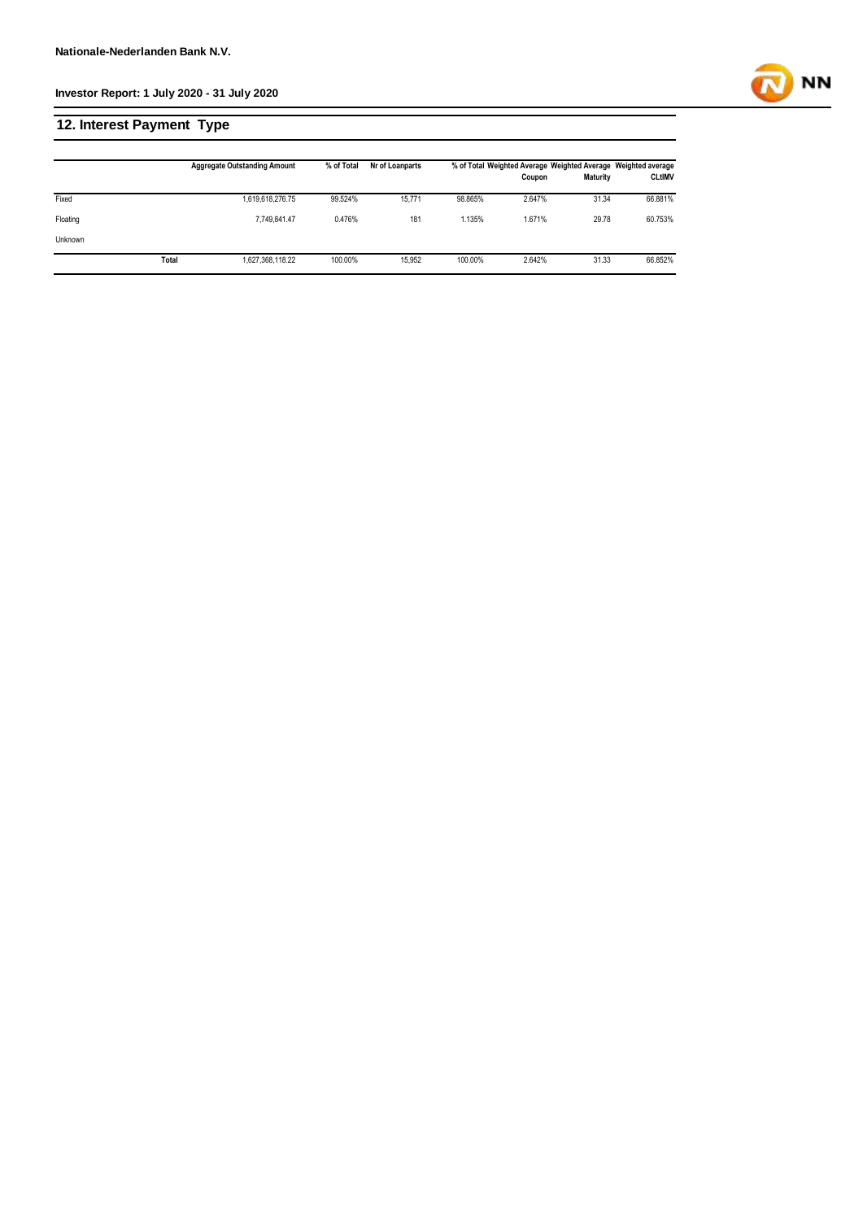## 12. Interest Payment Type

| | Aggregate Outstanding Amount | % of Total | Nr of Loanparts | % of Total | Weighted Average Coupon | Weighted Average Maturity | Weighted average CLtIMV |
|---|---|---|---|---|---|---|---|
| Fixed | 1,619,618,276.75 | 99.524% | 15,771 | 98.865% | 2.647% | 31.34 | 66.881% |
| Floating | 7,749,841.47 | 0.476% | 181 | 1.135% | 1.671% | 29.78 | 60.753% |
| Unknown | | | | | | | |
| **Total** | 1,627,368,118.22 | 100.00% | 15,952 | 100.00% | 2.642% | 31.33 | 66.852% |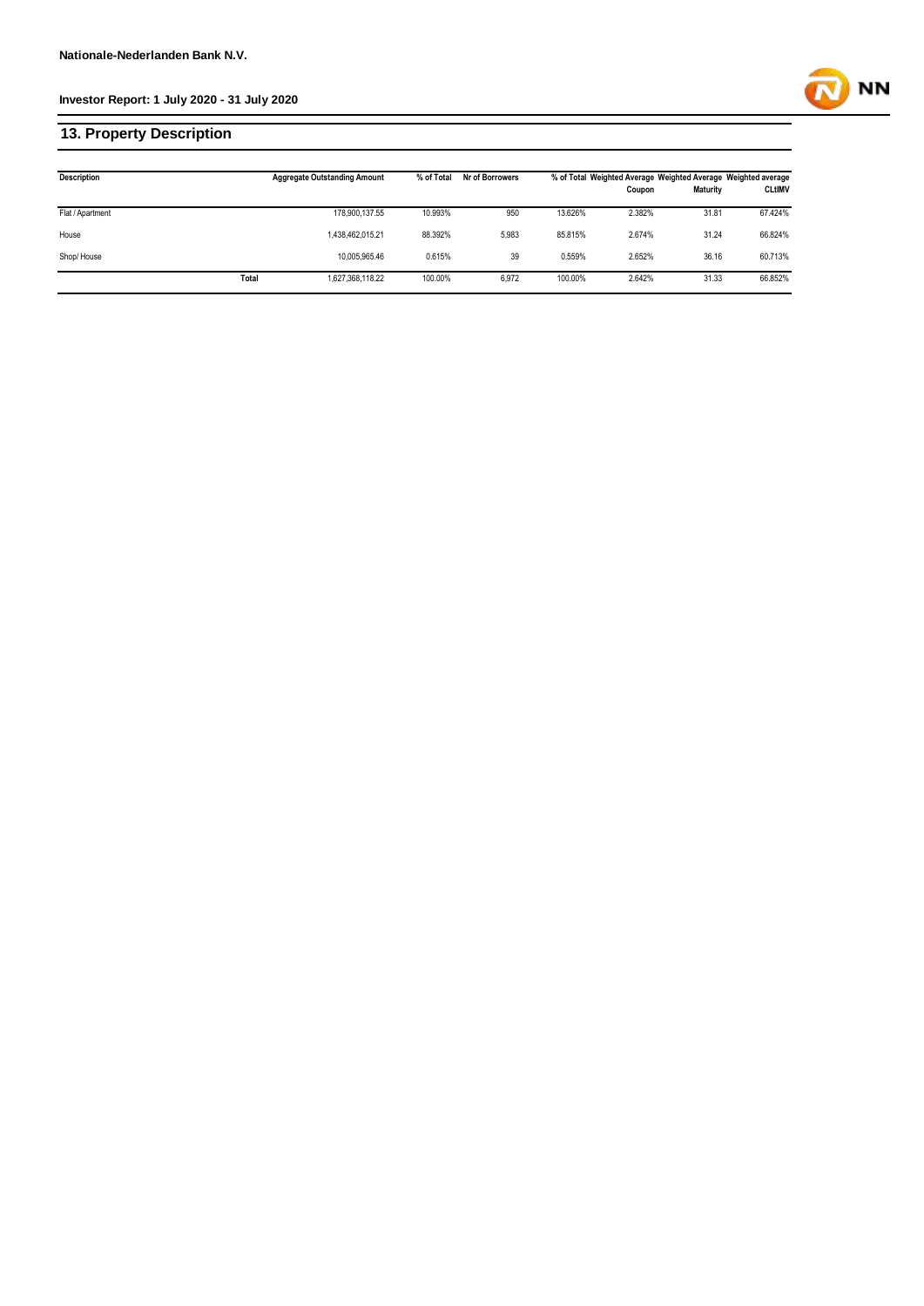## 13. Property Description

| Description | | Aggregate Outstanding Amount | % of Total | Nr of Borrowers | % of Total | Weighted Average Coupon | Weighted Average Maturity | Weighted average CLtIMV |
|---|---|---|---|---|---|---|---|---|
| Flat / Apartment | | 178,900,137.55 | 10.993% | 950 | 13.626% | 2.382% | 31.81 | 67.424% |
| House | | 1,438,462,015.21 | 88.392% | 5,983 | 85.815% | 2.674% | 31.24 | 66.824% |
| Shop/ House | | 10,005,965.46 | 0.615% | 39 | 0.559% | 2.652% | 36.16 | 60.713% |
| | Total | 1,627,368,118.22 | 100.00% | 6,972 | 100.00% | 2.642% | 31.33 | 66.852% |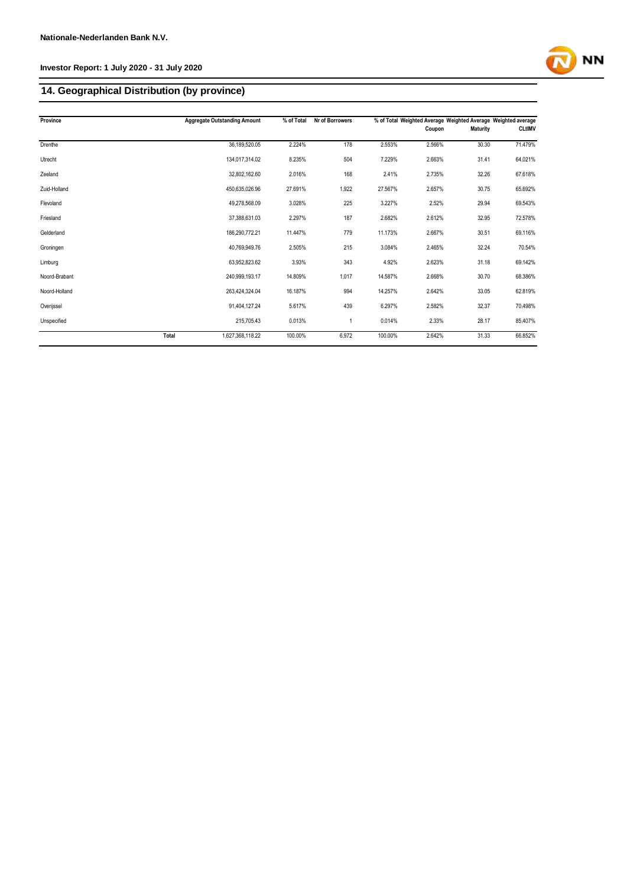## 14. Geographical Distribution (by province)

| Province | | Aggregate Outstanding Amount | % of Total | Nr of Borrowers | % of Total | Weighted Average Coupon | Weighted Average Maturity | Weighted average CLtIMV |
|---|---|---|---|---|---|---|---|---|
| Drenthe | | 36,189,520.05 | 2.224% | 178 | 2.553% | 2.566% | 30.30 | 71.479% |
| Utrecht | | 134,017,314.02 | 8.235% | 504 | 7.229% | 2.663% | 31.41 | 64.021% |
| Zeeland | | 32,802,162.60 | 2.016% | 168 | 2.41% | 2.735% | 32.26 | 67.618% |
| Zuid-Holland | | 450,635,026.96 | 27.691% | 1,922 | 27.567% | 2.657% | 30.75 | 65.692% |
| Flevoland | | 49,278,568.09 | 3.028% | 225 | 3.227% | 2.52% | 29.94 | 69.543% |
| Friesland | | 37,388,631.03 | 2.297% | 187 | 2.682% | 2.612% | 32.95 | 72.578% |
| Gelderland | | 186,290,772.21 | 11.447% | 779 | 11.173% | 2.667% | 30.51 | 69.116% |
| Groningen | | 40,769,949.76 | 2.505% | 215 | 3.084% | 2.465% | 32.24 | 70.54% |
| Limburg | | 63,952,823.62 | 3.93% | 343 | 4.92% | 2.623% | 31.18 | 69.142% |
| Noord-Brabant | | 240,999,193.17 | 14.809% | 1,017 | 14.587% | 2.668% | 30.70 | 68.386% |
| Noord-Holland | | 263,424,324.04 | 16.187% | 994 | 14.257% | 2.642% | 33.05 | 62.819% |
| Overijssel | | 91,404,127.24 | 5.617% | 439 | 6.297% | 2.582% | 32.37 | 70.498% |
| Unspecified | | 215,705.43 | 0.013% | 1 | 0.014% | 2.33% | 28.17 | 85.407% |
| | Total | 1,627,368,118.22 | 100.00% | 6,972 | 100.00% | 2.642% | 31.33 | 66.852% |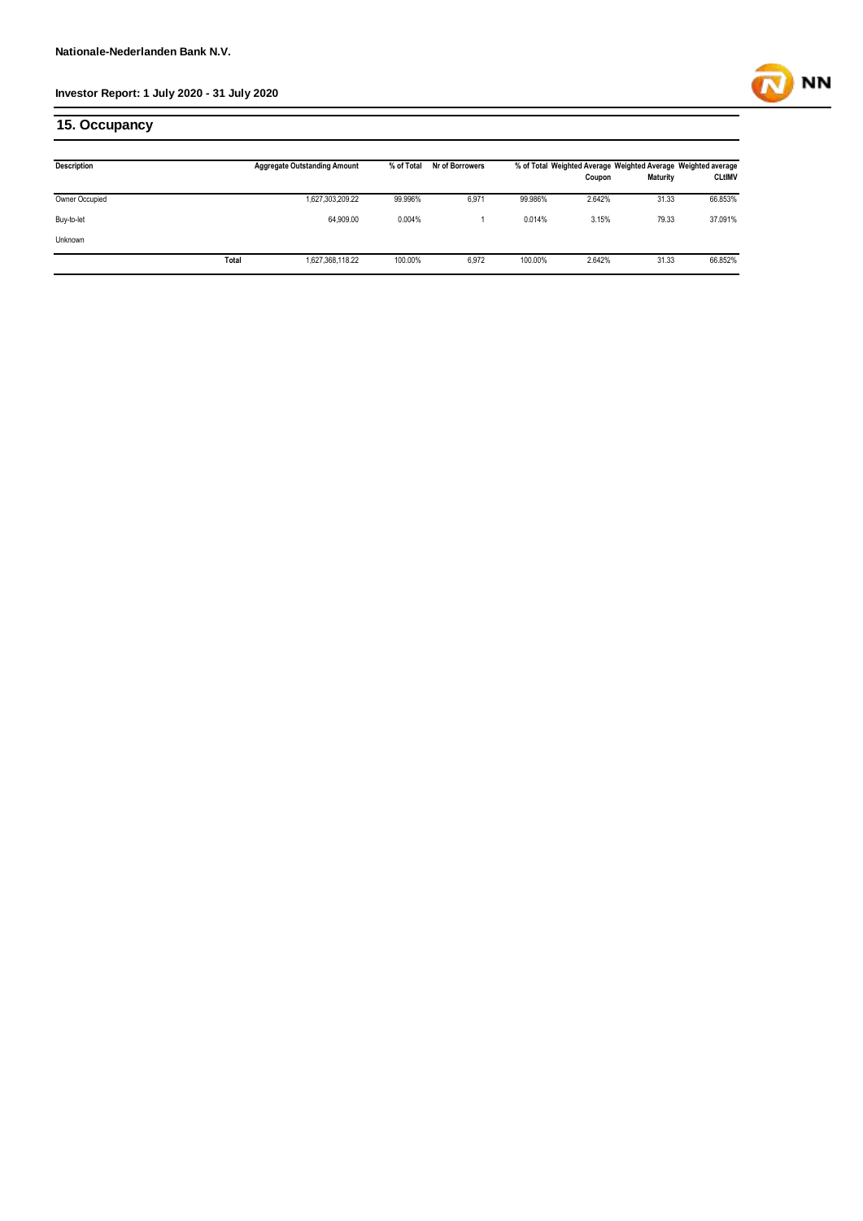## 15. Occupancy

| Description | | Aggregate Outstanding Amount | % of Total | Nr of Borrowers | % of Total | Weighted Average Coupon | Weighted Average Maturity | Weighted average CLtIMV |
|---|---|---|---|---|---|---|---|---|
| Owner Occupied | | 1,627,303,209.22 | 99.996% | 6,971 | 99.986% | 2.642% | 31.33 | 66.853% |
| Buy-to-let | | 64,909.00 | 0.004% | 1 | 0.014% | 3.15% | 79.33 | 37.091% |
| Unknown | | | | | | | | |
| | Total | 1,627,368,118.22 | 100.00% | 6,972 | 100.00% | 2.642% | 31.33 | 66.852% |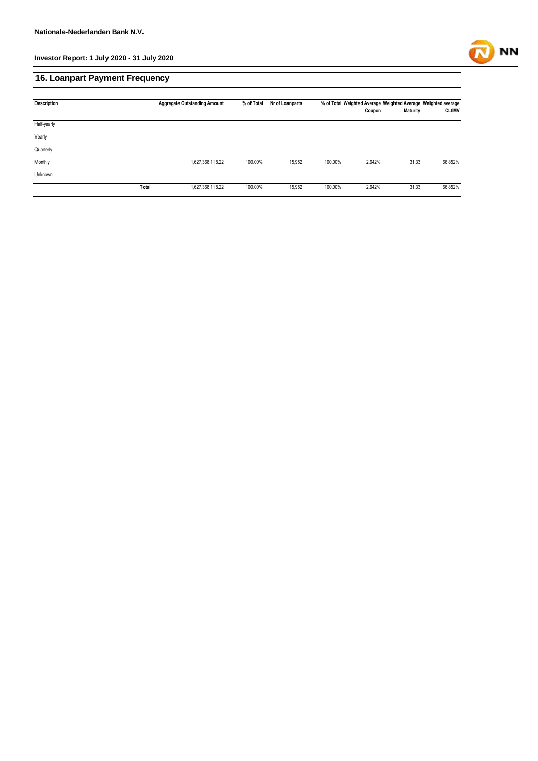Nationale-Nederlanden Bank N.V.

Investor Report: 1 July 2020 - 31 July 2020

## 16. Loanpart Payment Frequency

| Description | | Aggregate Outstanding Amount | % of Total | Nr of Loanparts | % of Total | Weighted Average Coupon | Weighted Average Maturity | Weighted average CLtIMV |
|---|---|---|---|---|---|---|---|---|
| Half-yearly | | | | | | | | |
| Yearly | | | | | | | | |
| Quarterly | | | | | | | | |
| Monthly | | 1,627,368,118.22 | 100.00% | 15,952 | 100.00% | 2.642% | 31.33 | 66.852% |
| Unknown | | | | | | | | |
| | **Total** | 1,627,368,118.22 | 100.00% | 15,952 | 100.00% | 2.642% | 31.33 | 66.852% |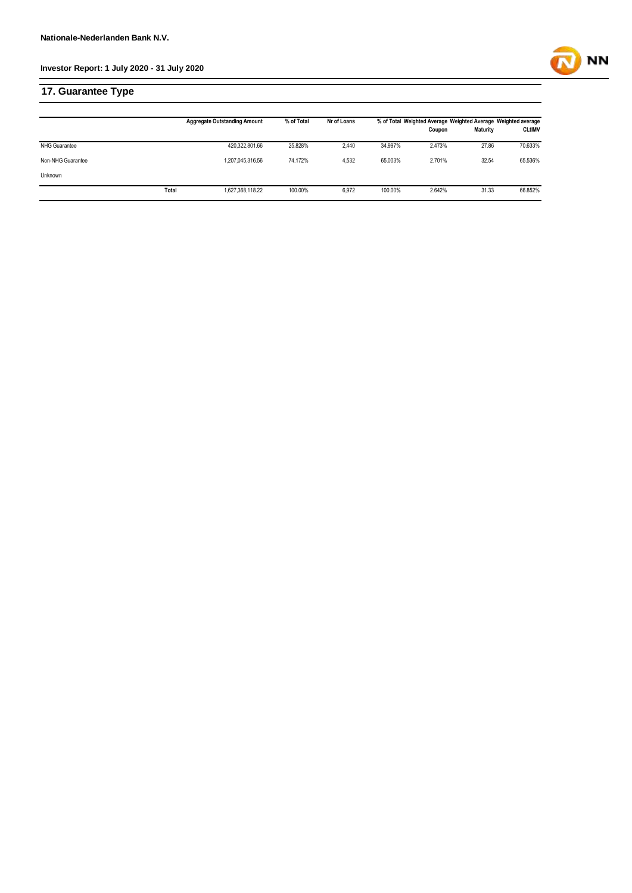## 17. Guarantee Type

| | Aggregate Outstanding Amount | % of Total | Nr of Loans | % of Total | Weighted Average Coupon | Weighted Average Maturity | Weighted average CLtIMV |
|---|---|---|---|---|---|---|---|
| NHG Guarantee | 420,322,801.66 | 25.828% | 2,440 | 34.997% | 2.473% | 27.86 | 70.633% |
| Non-NHG Guarantee | 1,207,045,316.56 | 74.172% | 4,532 | 65.003% | 2.701% | 32.54 | 65.536% |
| Unknown | | | | | | | |
| Total | 1,627,368,118.22 | 100.00% | 6,972 | 100.00% | 2.642% | 31.33 | 66.852% |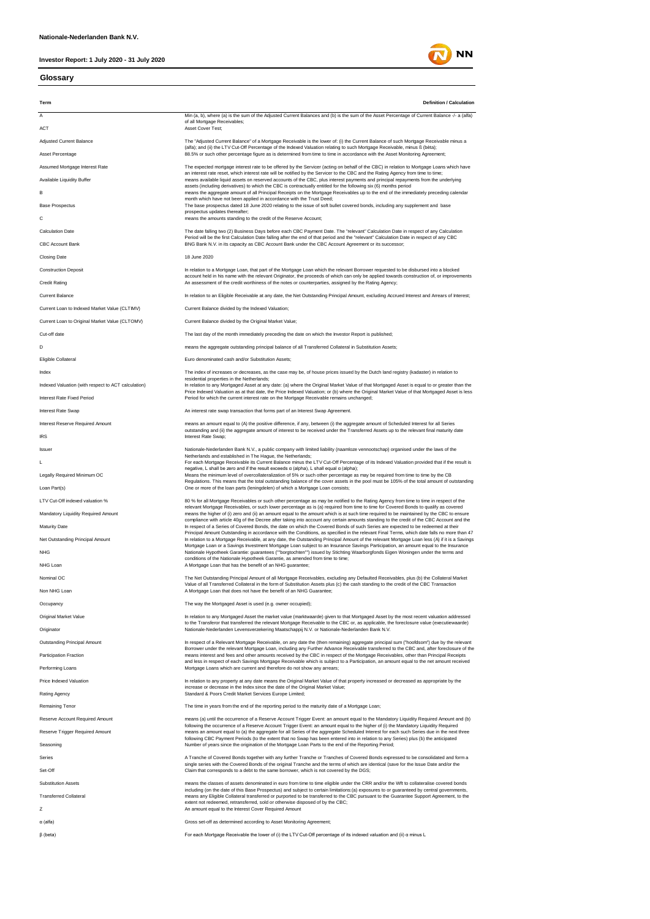## Glossary

| Term | Definition / Calculation |
|---|---|
| A | Min (a, b), where (a) is the sum of the Adjusted Current Balances and (b) is the sum of the Asset Percentage of Current Balance -/- a (alfa) of all Mortgage Receivables; |
| ACT | Asset Cover Test; |
| Adjusted Current Balance | The "Adjusted Current Balance" of a Mortgage Receivable is the lower of: (i) the Current Balance of such Mortgage Receivable minus a (alfa); and (ii) the LTV Cut-Off Percentage of the Indexed Valuation relating to such Mortgage Receivable, minus ß (bèta); |
| Asset Percentage | 88.5% or such other percentage figure as is determined from time to time in accordance with the Asset Monitoring Agreement; |
| Assumed Mortgage Interest Rate | The expected mortgage interest rate to be offered by the Servicer (acting on behalf of the CBC) in relation to Mortgage Loans which have an interest rate reset, which interest rate will be notified by the Servicer to the CBC and the Rating Agency from time to time; |
| Available Liquidity Buffer | means available liquid assets on reserved accounts of the CBC, plus interest payments and principal repayments from the underlying assets (including derivatives) to which the CBC is contractually entitled for the following six (6) months period |
| B | means the aggregate amount of all Principal Receipts on the Mortgage Receivables up to the end of the immediately preceding calendar month which have not been applied in accordance with the Trust Deed; |
| Base Prospectus | The base prospectus dated 18 June 2020 relating to the issue of soft bullet covered bonds, including any supplement and base prospectus updates thereafter; |
| C | means the amounts standing to the credit of the Reserve Account; |
| Calculation Date | The date falling two (2) Business Days before each CBC Payment Date. The "relevant" Calculation Date in respect of any Calculation Period will be the first Calculation Date falling after the end of that period and the "relevant" Calculation Date in respect of any CBC |
| CBC Account Bank | BNG Bank N.V. in its capacity as CBC Account Bank under the CBC Account Agreement or its successor; |
| Closing Date | 18 June 2020 |
| Construction Deposit | In relation to a Mortgage Loan, that part of the Mortgage Loan which the relevant Borrower requested to be disbursed into a blocked account held in his name with the relevant Originator, the proceeds of which can only be applied towards construction of, or improvements |
| Credit Rating | An assessment of the credit worthiness of the notes or counterparties, assigned by the Rating Agency; |
| Current Balance | In relation to an Eligible Receivable at any date, the Net Outstanding Principal Amount, excluding Accrued Interest and Arrears of Interest; |
| Current Loan to Indexed Market Value (CLTIMV) | Current Balance divided by the Indexed Valuation; |
| Current Loan to Original Market Value (CLTOMV) | Current Balance divided by the Original Market Value; |
| Cut-off date | The last day of the month immediately preceding the date on which the Investor Report is published; |
| D | means the aggregate outstanding principal balance of all Transferred Collateral in Substitution Assets; |
| Eligible Collateral | Euro denominated cash and/or Substitution Assets; |
| Index | The index of increases or decreases, as the case may be, of house prices issued by the Dutch land registry (kadaster) in relation to residential properties in the Netherlands; |
| Indexed Valuation (with respect to ACT calculation) | In relation to any Mortgaged Asset at any date: (a) where the Original Market Value of that Mortgaged Asset is equal to or greater than the Price Indexed Valuation as at that date, the Price Indexed Valuation; or (b) where the Original Market Value of that Mortgaged Asset is less |
| Interest Rate Fixed Period | Period for which the current interest rate on the Mortgage Receivable remains unchanged; |
| Interest Rate Swap | An interest rate swap transaction that forms part of an Interest Swap Agreement. |
| Interest Reserve Required Amount | means an amount equal to (A) the positive difference, if any, between (i) the aggregate amount of Scheduled Interest for all Series outstanding and (ii) the aggregate amount of interest to be received under the Transferred Assets up to the relevant final maturity date |
| IRS | Interest Rate Swap; |
| Issuer | Nationale-Nederlanden Bank N.V., a public company with limited liability (naamloze vennootschap) organised under the laws of the Netherlands and established in The Hague, the Netherlands; |
| L | For each Mortgage Receivable its Current Balance minus the LTV Cut-Off Percentage of its Indexed Valuation provided that if the result is negative, L shall be zero and if the result exceeds α (alpha), L shall equal α (alpha); |
| Legally Required Minimum OC | Means the minimum level of overcollateralization of 5% or such other percentage as may be required from time to time by the CB Regulations. This means that the total outstanding balance of the cover assets in the pool must be 105% of the total amount of outstanding |
| Loan Part(s) | One or more of the loan parts (leningdelen) of which a Mortgage Loan consists; |
| LTV Cut-Off indexed valuation % | 80 % for all Mortgage Receivables or such other percentage as may be notified to the Rating Agency from time to time in respect of the relevant Mortgage Receivables, or such lower percentage as is (a) required from time to time for Covered Bonds to qualify as covered |
| Mandatory Liquidity Required Amount | means the higher of (i) zero and (ii) an amount equal to the amount which is at such time required to be maintained by the CBC to ensure compliance with article 40g of the Decree after taking into account any certain amounts standing to the credit of the CBC Account and the |
| Maturity Date | In respect of a Series of Covered Bonds, the date on which the Covered Bonds of such Series are expected to be redeemed at their Principal Amount Outstanding in accordance with the Conditions, as specified in the relevant Final Terms, which date falls no more than 47 |
| Net Outstanding Principal Amount | In relation to a Mortgage Receivable, at any date, the Outstanding Principal Amount of the relevant Mortgage Loan less (A) if it is a Savings Mortgage Loan or a Savings Investment Mortgage Loan subject to an Insurance Savings Participation, an amount equal to the Insurance |
| NHG | Nationale Hypotheek Garantie: guarantees (""borgtochten"") issued by Stichting Waarborgfonds Eigen Woningen under the terms and conditions of the Nationale Hypotheek Garantie, as amended from time to time; |
| NHG Loan | A Mortgage Loan that has the benefit of an NHG guarantee; |
| Nominal OC | The Net Outstanding Principal Amount of all Mortgage Receivables, excluding any Defaulted Receivables, plus (b) the Collateral Market Value of all Transferred Collateral in the form of Substitution Assets plus (c) the cash standing to the credit of the CBC Transaction |
| Non NHG Loan | A Mortgage Loan that does not have the benefit of an NHG Guarantee; |
| Occupancy | The way the Mortgaged Asset is used (e.g. owner occupied); |
| Original Market Value | In relation to any Mortgaged Asset the market value (marktwaarde) given to that Mortgaged Asset by the most recent valuation addressed to the Transferor that transferred the relevant Mortgage Receivable to the CBC or, as applicable, the foreclosure value (executiewaarde) |
| Originator | Nationale-Nederlanden Levensverzekering Maatschappij N.V. or Nationale-Nederlanden Bank N.V. |
| Outstanding Principal Amount | In respect of a Relevant Mortgage Receivable, on any date the (then remaining) aggregate principal sum ("hoofdsom") due by the relevant Borrower under the relevant Mortgage Loan, including any Further Advance Receivable transferred to the CBC and, after foreclosure of the |
| Participation Fraction | means interest and fees and other amounts received by the CBC in respect of the Mortgage Receivables, other than Principal Receipts and less in respect of each Savings Mortgage Receivable which is subject to a Participation, an amount equal to the net amount received |
| Performing Loans | Mortgage Loans which are current and therefore do not show any arrears; |
| Price Indexed Valuation | In relation to any property at any date means the Original Market Value of that property increased or decreased as appropriate by the increase or decrease in the Index since the date of the Original Market Value; |
| Rating Agency | Standard & Poors Credit Market Services Europe Limited; |
| Remaining Tenor | The time in years from the end of the reporting period to the maturity date of a Mortgage Loan; |
| Reserve Account Required Amount | means (a) until the occurrence of a Reserve Account Trigger Event: an amount equal to the Mandatory Liquidity Required Amount and (b) following the occurrence of a Reserve Account Trigger Event: an amount equal to the higher of (i) the Mandatory Liquidity Required |
| Reserve Trigger Required Amount | means an amount equal to (a) the aggregate for all Series of the aggregate Scheduled Interest for each such Series due in the next three following CBC Payment Periods (to the extent that no Swap has been entered into in relation to any Series) plus (b) the anticipated |
| Seasoning | Number of years since the origination of the Mortgage Loan Parts to the end of the Reporting Period; |
| Series | A Tranche of Covered Bonds together with any further Tranche or Tranches of Covered Bonds expressed to be consolidated and form a single series with the Covered Bonds of the original Tranche and the terms of which are identical (save for the Issue Date and/or the |
| Set-Off | Claim that corresponds to a debt to the same borrower, which is not covered by the DGS; |
| Substitution Assets | means the classes of assets denominated in euro from time to time eligible under the CRR and/or the Wft to collateralise covered bonds including (on the date of this Base Prospectus) and subject to certain limitations:(a) exposures to or guaranteed by central governments, |
| Transferred Collateral | means any Eligible Collateral transferred or purported to be transferred to the CBC pursuant to the Guarantee Support Agreement, to the extent not redeemed, retransferred, sold or otherwise disposed of by the CBC; |
| Z | An amount equal to the Interest Cover Required Amount |
| α (alfa) | Gross set-off as determined according to Asset Monitoring Agreement; |
| β (beta) | For each Mortgage Receivable the lower of (i) the LTV Cut-Off percentage of its indexed valuation and (ii) α minus L |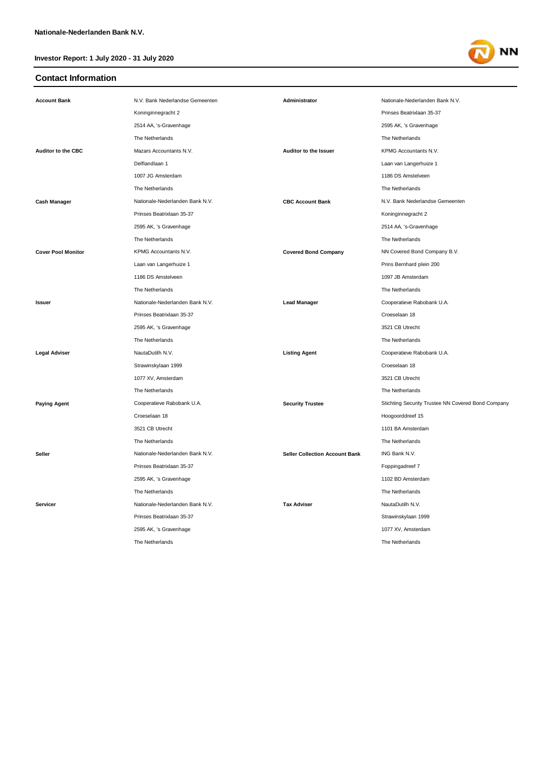## Contact Information

| | | | |
|---|---|---|---|
| **Account Bank** | N.V. Bank Nederlandse Gemeenten | **Administrator** | Nationale-Nederlanden Bank N.V. |
| | Koninginnegracht 2 | | Prinses Beatrixlaan 35-37 |
| | 2514 AA, 's-Gravenhage | | 2595 AK, 's Gravenhage |
| | The Netherlands | | The Netherlands |
| **Auditor to the CBC** | Mazars Accountants N.V. | **Auditor to the Issuer** | KPMG Accountants N.V. |
| | Delflandlaan 1 | | Laan van Langerhuize 1 |
| | 1007 JG Amsterdam | | 1186 DS Amstelveen |
| | The Netherlands | | The Netherlands |
| **Cash Manager** | Nationale-Nederlanden Bank N.V. | **CBC Account Bank** | N.V. Bank Nederlandse Gemeenten |
| | Prinses Beatrixlaan 35-37 | | Koninginnegracht 2 |
| | 2595 AK, 's Gravenhage | | 2514 AA, 's-Gravenhage |
| | The Netherlands | | The Netherlands |
| **Cover Pool Monitor** | KPMG Accountants N.V. | **Covered Bond Company** | NN Covered Bond Company B.V. |
| | Laan van Langerhuize 1 | | Prins Bernhard plein 200 |
| | 1186 DS Amstelveen | | 1097 JB Amsterdam |
| | The Netherlands | | The Netherlands |
| **Issuer** | Nationale-Nederlanden Bank N.V. | **Lead Manager** | Cooperatieve Rabobank U.A. |
| | Prinses Beatrixlaan 35-37 | | Croeselaan 18 |
| | 2595 AK, 's Gravenhage | | 3521 CB Utrecht |
| | The Netherlands | | The Netherlands |
| **Legal Adviser** | NautaDutilh N.V. | **Listing Agent** | Cooperatieve Rabobank U.A. |
| | Strawinskylaan 1999 | | Croeselaan 18 |
| | 1077 XV, Amsterdam | | 3521 CB Utrecht |
| | The Netherlands | | The Netherlands |
| **Paying Agent** | Cooperatieve Rabobank U.A. | **Security Trustee** | Stichting Security Trustee NN Covered Bond Company |
| | Croeselaan 18 | | Hoogoorddreef 15 |
| | 3521 CB Utrecht | | 1101 BA Amsterdam |
| | The Netherlands | | The Netherlands |
| **Seller** | Nationale-Nederlanden Bank N.V. | **Seller Collection Account Bank** | ING Bank N.V. |
| | Prinses Beatrixlaan 35-37 | | Foppingadreef 7 |
| | 2595 AK, 's Gravenhage | | 1102 BD Amsterdam |
| | The Netherlands | | The Netherlands |
| **Servicer** | Nationale-Nederlanden Bank N.V. | **Tax Adviser** | NautaDutilh N.V. |
| | Prinses Beatrixlaan 35-37 | | Strawinskylaan 1999 |
| | 2595 AK, 's Gravenhage | | 1077 XV, Amsterdam |
| | The Netherlands | | The Netherlands |